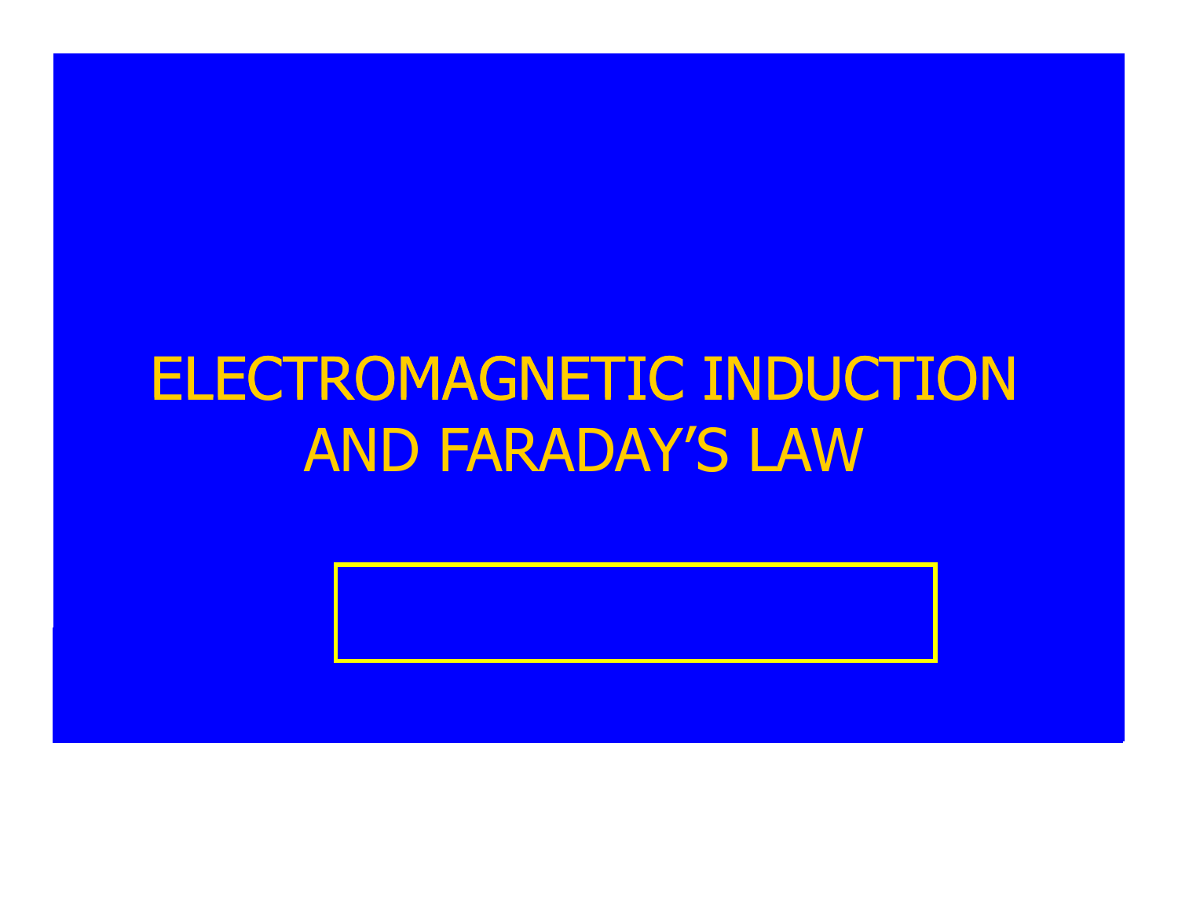# ELECTROMAGNETIC INDUCTION AND FARADAY'S LAW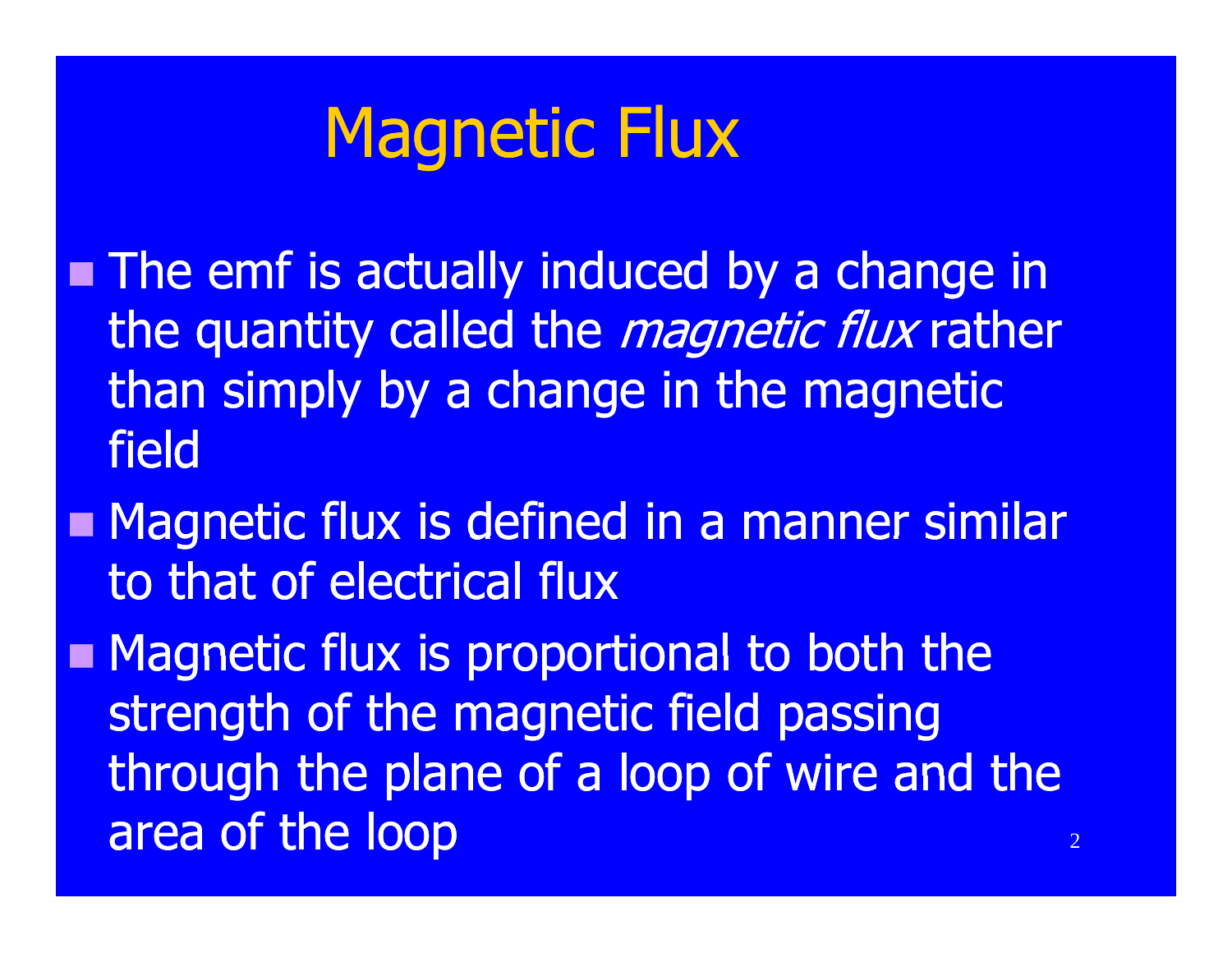# Magnetic Flux

- The emf is actually induced by a change in the quantity called the *magnetic flux* rather than simply by a change in the magnetic field
- Magnetic flux is defined in a manner similar to that of electrical flux
- Magnetic flux is proportional to both the strength of the magnetic field passing through the plane of a loop of wire and the area of the loop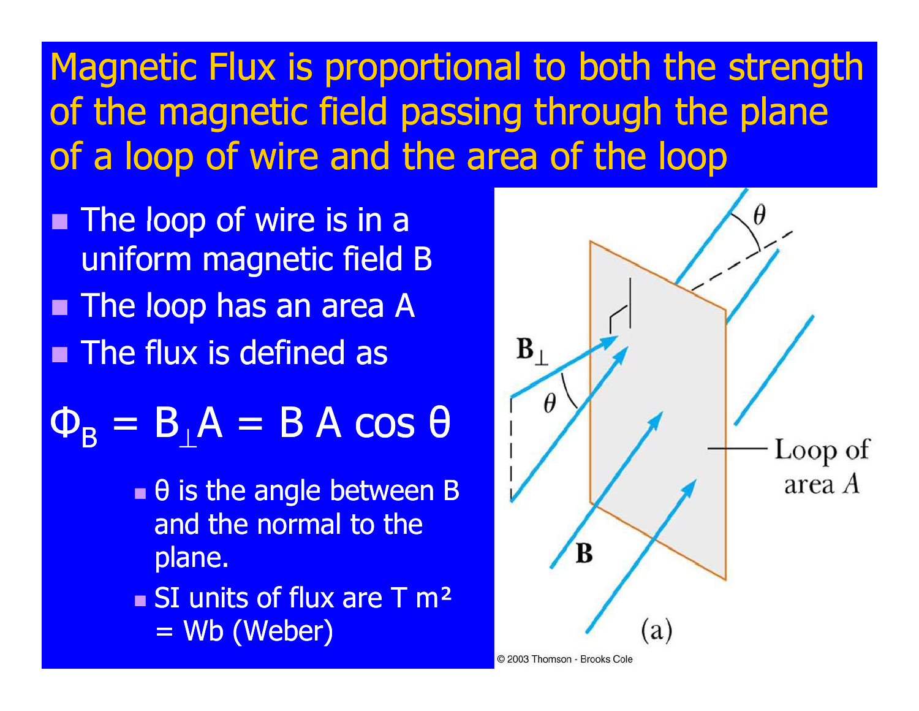# Magnetic Flux is proportional to both the strength of the magnetic field passing through the plane of a loop of wire and the area of the loop

- The loop of wire is in a uniform magnetic field B
- The loop has an area A
- The flux is defined as

$$\Phi_B = B_\perp A = B A \cos\theta$$

  - θ is the angle between B and the normal to the plane.
  - SI units of flux are T m² = Wb (Weber)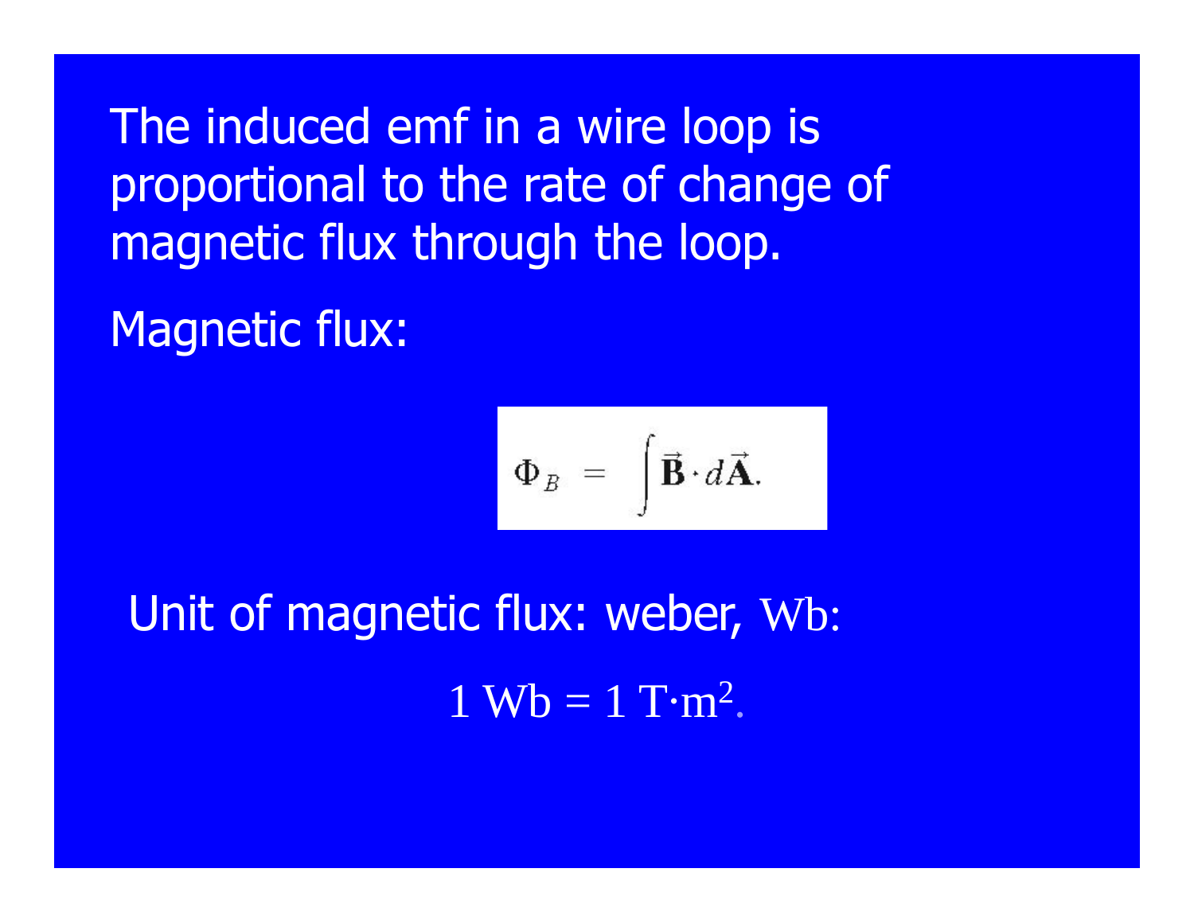The induced emf in a wire loop is proportional to the rate of change of magnetic flux through the loop.

Magnetic flux:

$$\Phi_B = \int \vec{\mathbf{B}} \cdot d\vec{\mathbf{A}}.$$

Unit of magnetic flux: weber, Wb:

$$1 \text{ Wb} = 1 \text{ T}\cdot\text{m}^2.$$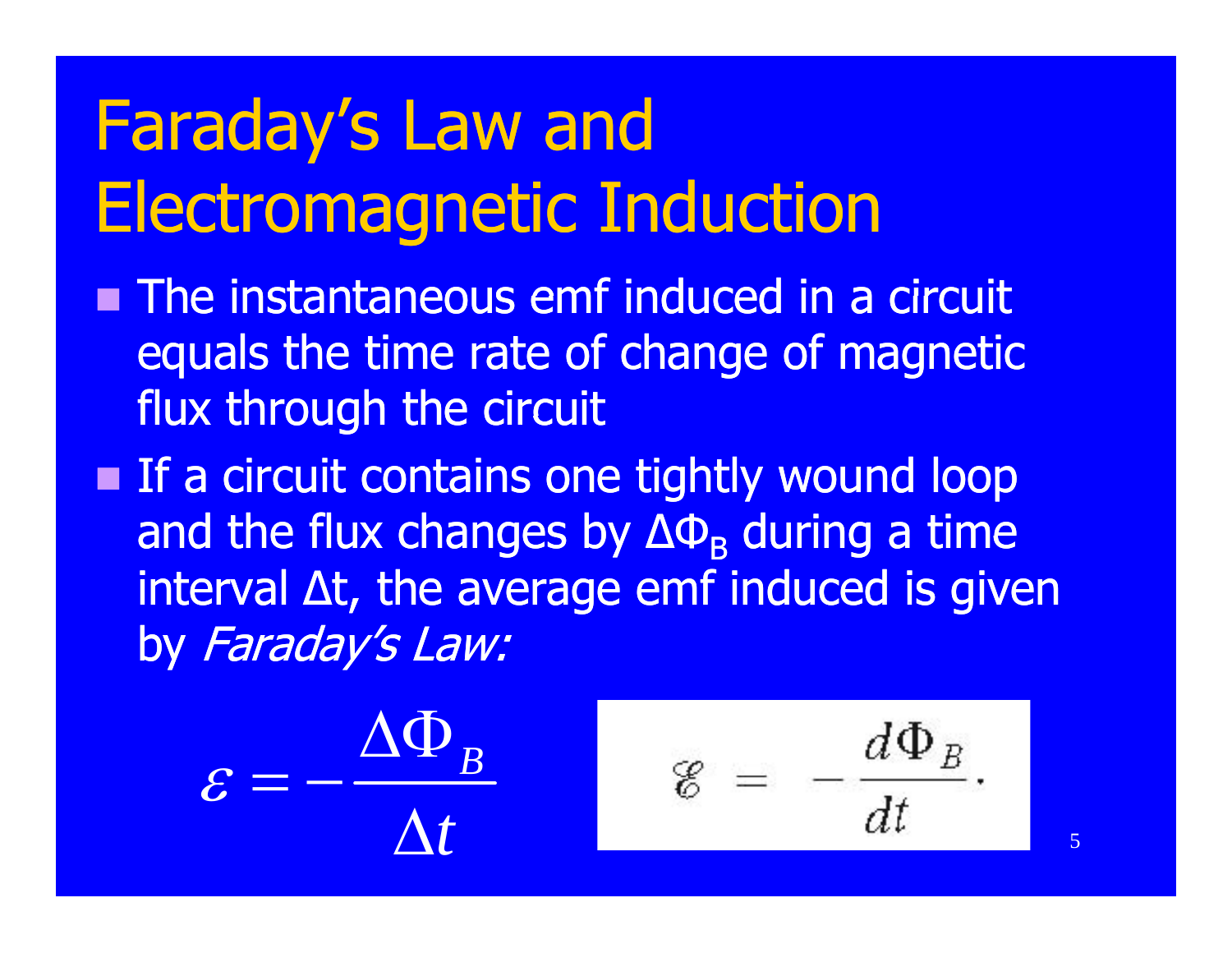# Faraday's Law and Electromagnetic Induction

- The instantaneous emf induced in a circuit equals the time rate of change of magnetic flux through the circuit
- If a circuit contains one tightly wound loop and the flux changes by $\Delta\Phi_B$ during a time interval $\Delta t$, the average emf induced is given by *Faraday's Law:*

$$\varepsilon = -\frac{\Delta\Phi_B}{\Delta t}$$

$$\mathscr{E} = -\frac{d\Phi_B}{dt}.$$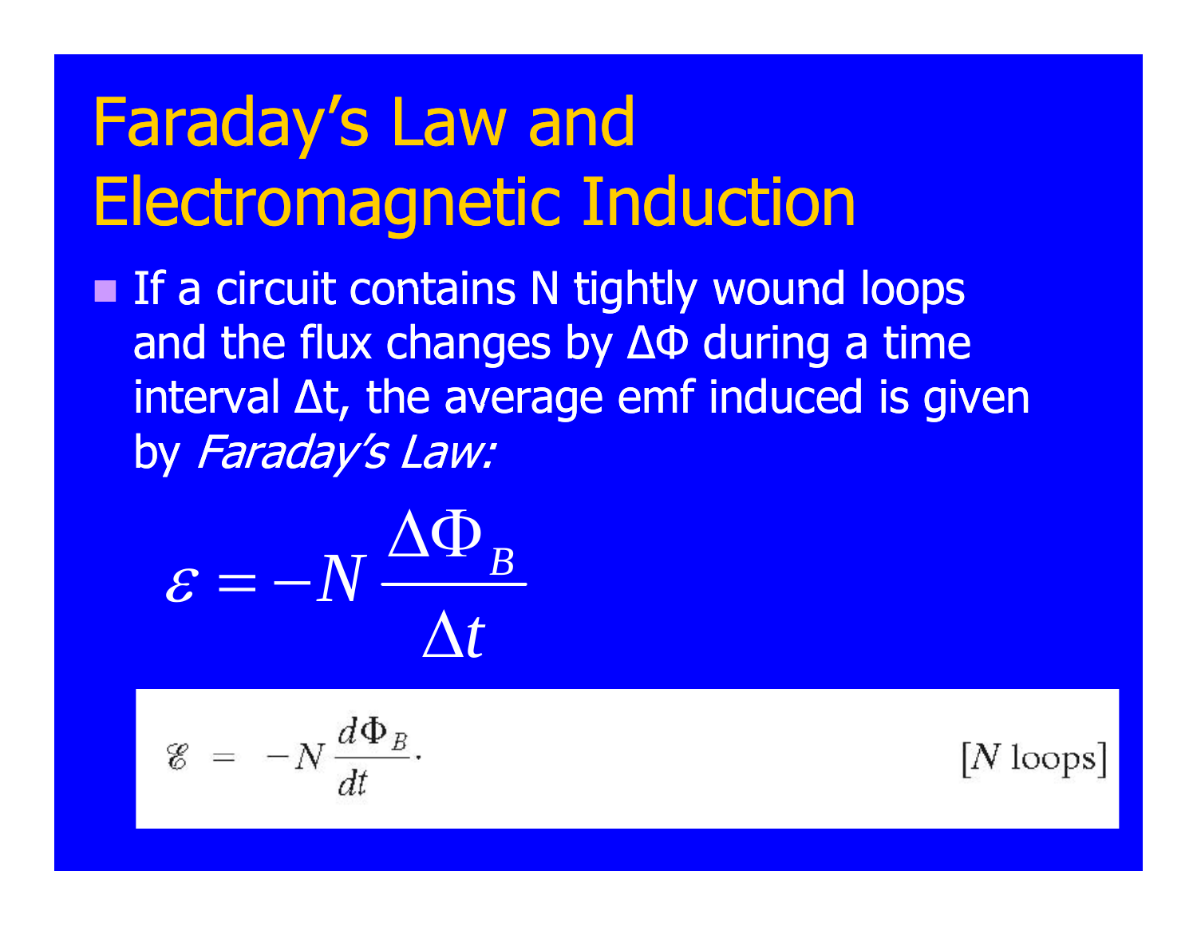# Faraday's Law and Electromagnetic Induction

- If a circuit contains N tightly wound loops and the flux changes by $\Delta\Phi$ during a time interval $\Delta t$, the average emf induced is given by *Faraday's Law:*

$$\varepsilon = -N \frac{\Delta \Phi_B}{\Delta t}$$

$$\mathscr{E} = -N \frac{d\Phi_B}{dt}. \qquad [N \text{ loops}]$$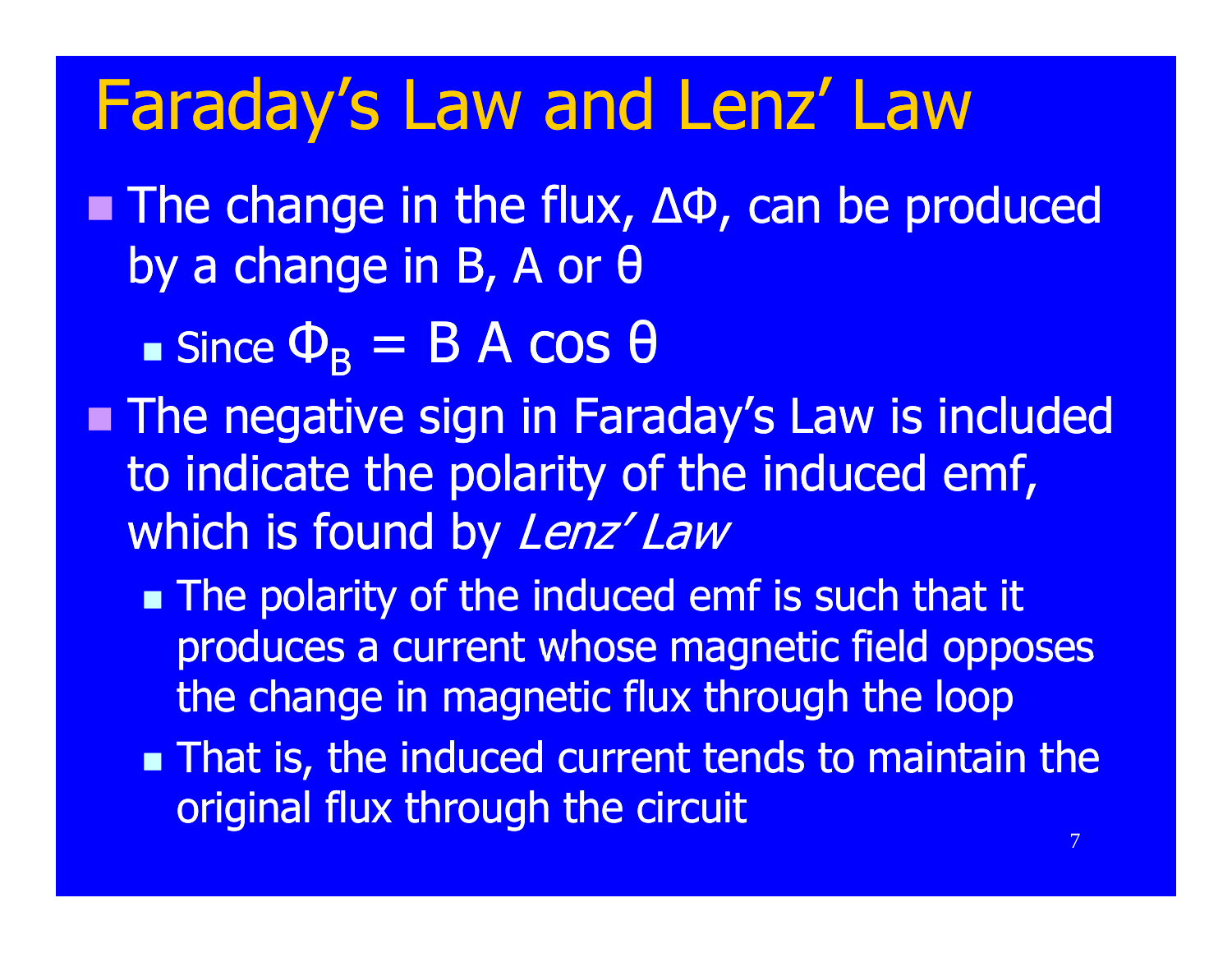# Faraday's Law and Lenz' Law

- The change in the flux, $\Delta\Phi$, can be produced by a change in B, A or $\theta$
  - Since $\Phi_B = B A \cos\theta$
- The negative sign in Faraday's Law is included to indicate the polarity of the induced emf, which is found by *Lenz' Law*
  - The polarity of the induced emf is such that it produces a current whose magnetic field opposes the change in magnetic flux through the loop
  - That is, the induced current tends to maintain the original flux through the circuit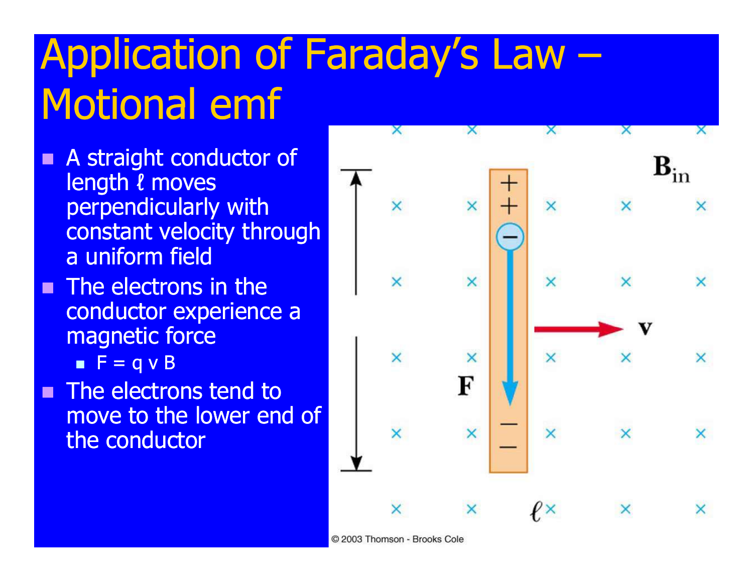# Application of Faraday's Law – Motional emf

- A straight conductor of length ℓ moves perpendicularly with constant velocity through a uniform field
- The electrons in the conductor experience a magnetic force
  - $F = q\,v\,B$
- The electrons tend to move to the lower end of the conductor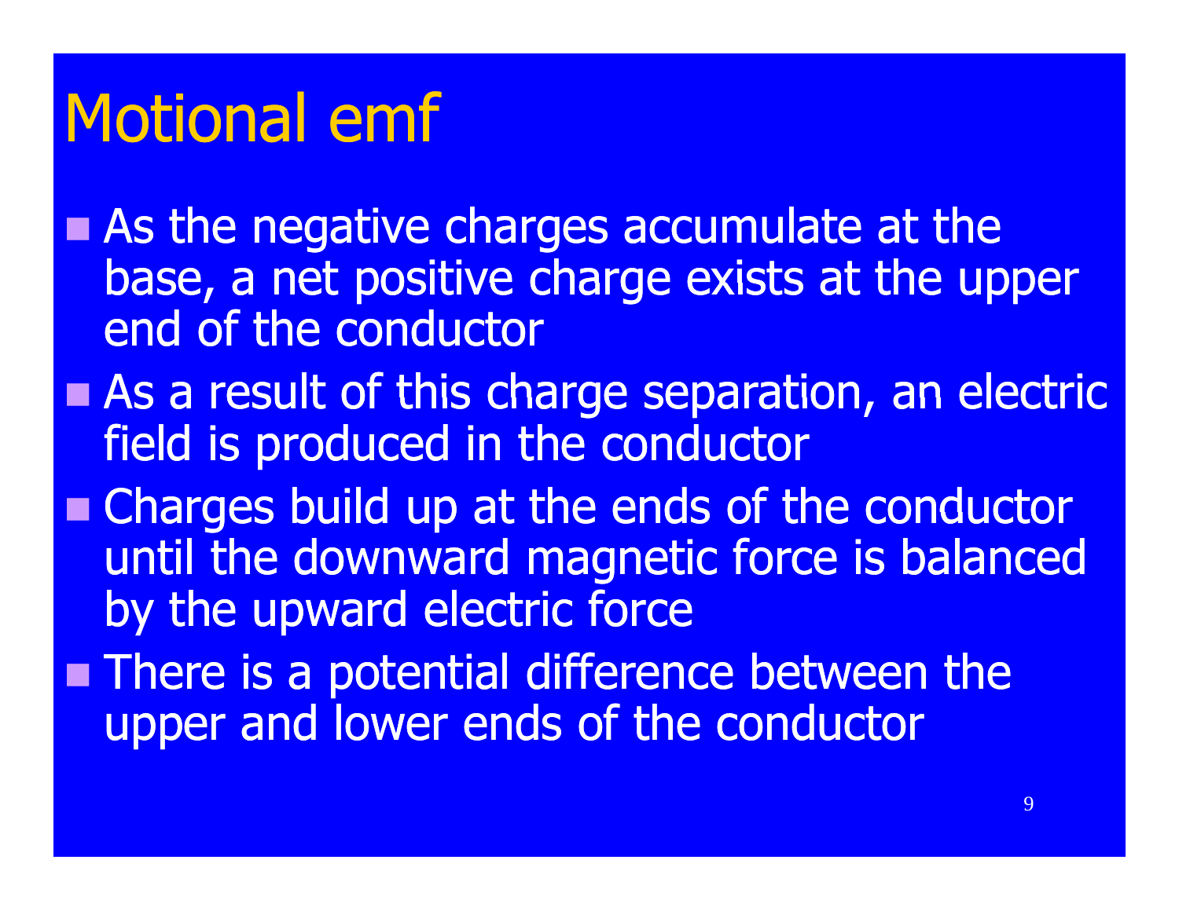# Motional emf

- As the negative charges accumulate at the base, a net positive charge exists at the upper end of the conductor
- As a result of this charge separation, an electric field is produced in the conductor
- Charges build up at the ends of the conductor until the downward magnetic force is balanced by the upward electric force
- There is a potential difference between the upper and lower ends of the conductor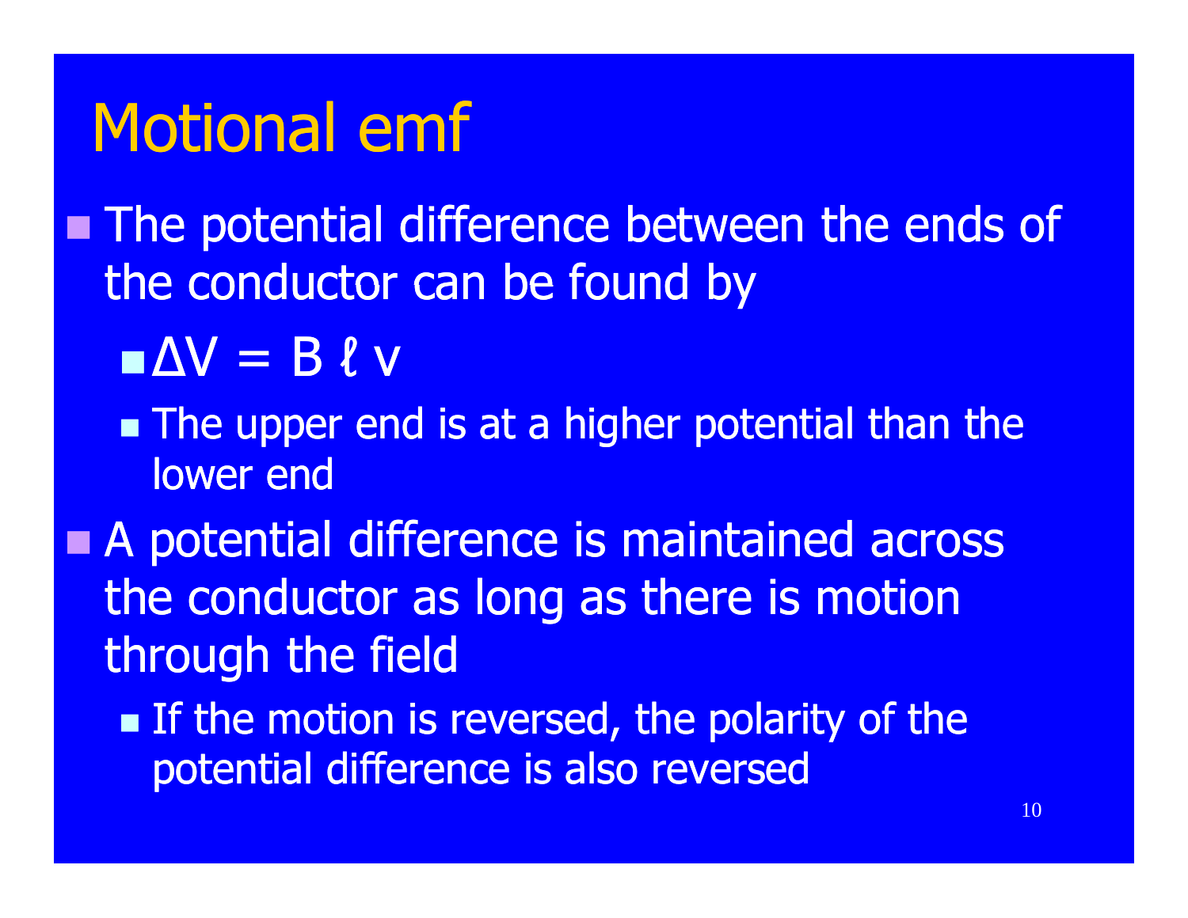# Motional emf

- The potential difference between the ends of the conductor can be found by
  - $\Delta V = B \ell v$
  - The upper end is at a higher potential than the lower end
- A potential difference is maintained across the conductor as long as there is motion through the field
  - If the motion is reversed, the polarity of the potential difference is also reversed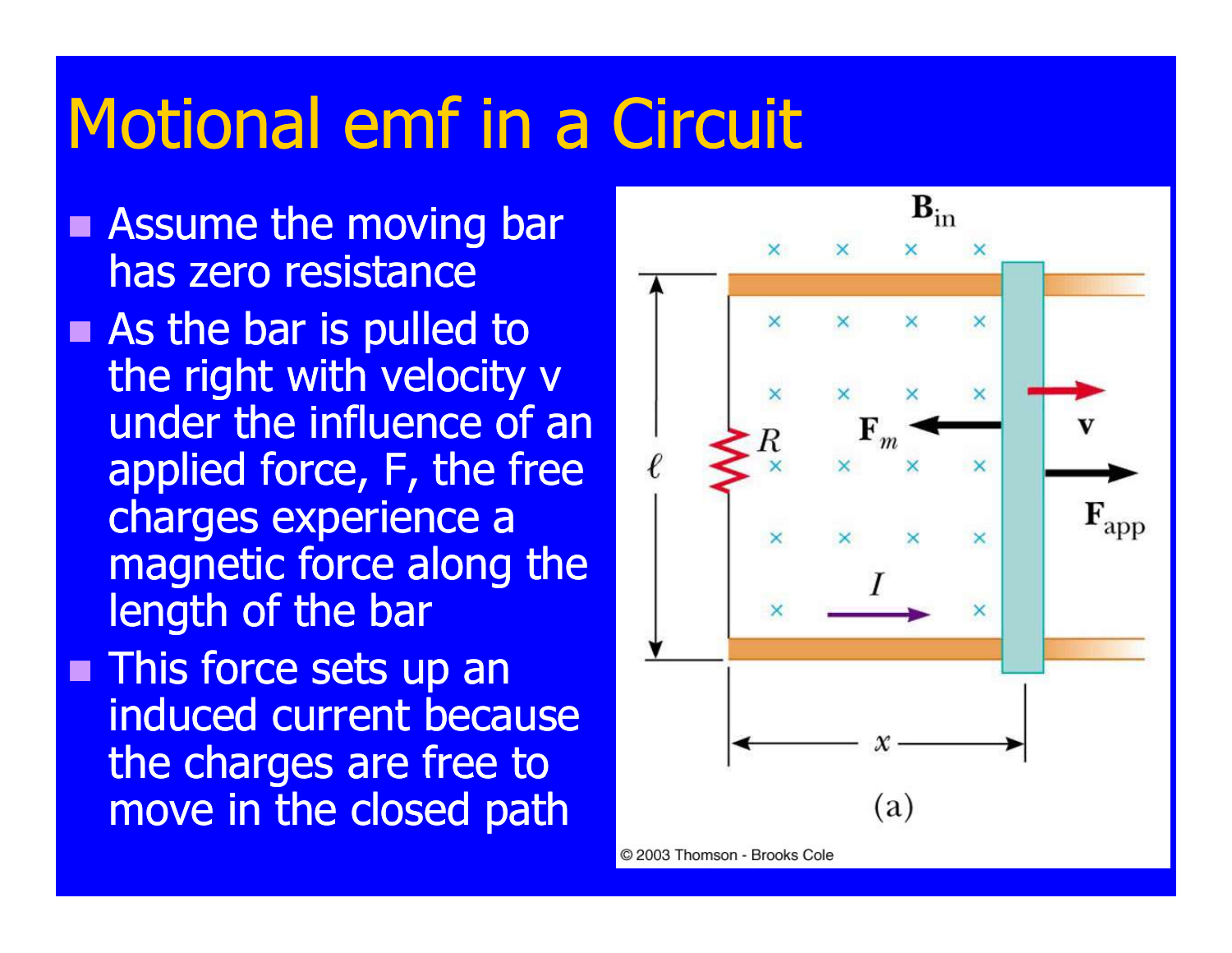# Motional emf in a Circuit

- Assume the moving bar has zero resistance
- As the bar is pulled to the right with velocity v under the influence of an applied force, F, the free charges experience a magnetic force along the length of the bar
- This force sets up an induced current because the charges are free to move in the closed path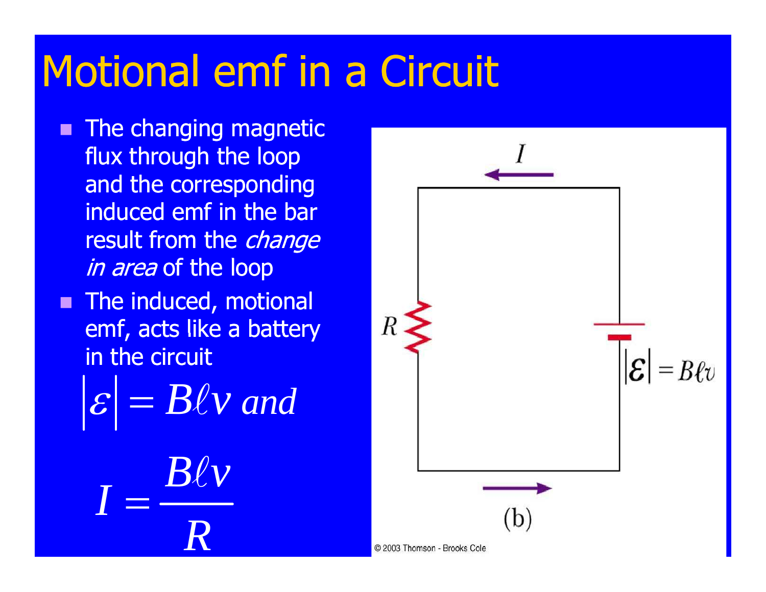# Motional emf in a Circuit

- The changing magnetic flux through the loop and the corresponding induced emf in the bar result from the *change in area* of the loop
- The induced, motional emf, acts like a battery in the circuit

$$|\varepsilon| = B\ell v \text{ and}$$

$$I = \frac{B\ell v}{R}$$

$I$

$R$

$|\boldsymbol{\mathcal{E}}| = B\ell v$

(b)

© 2003 Thomson - Brooks Cole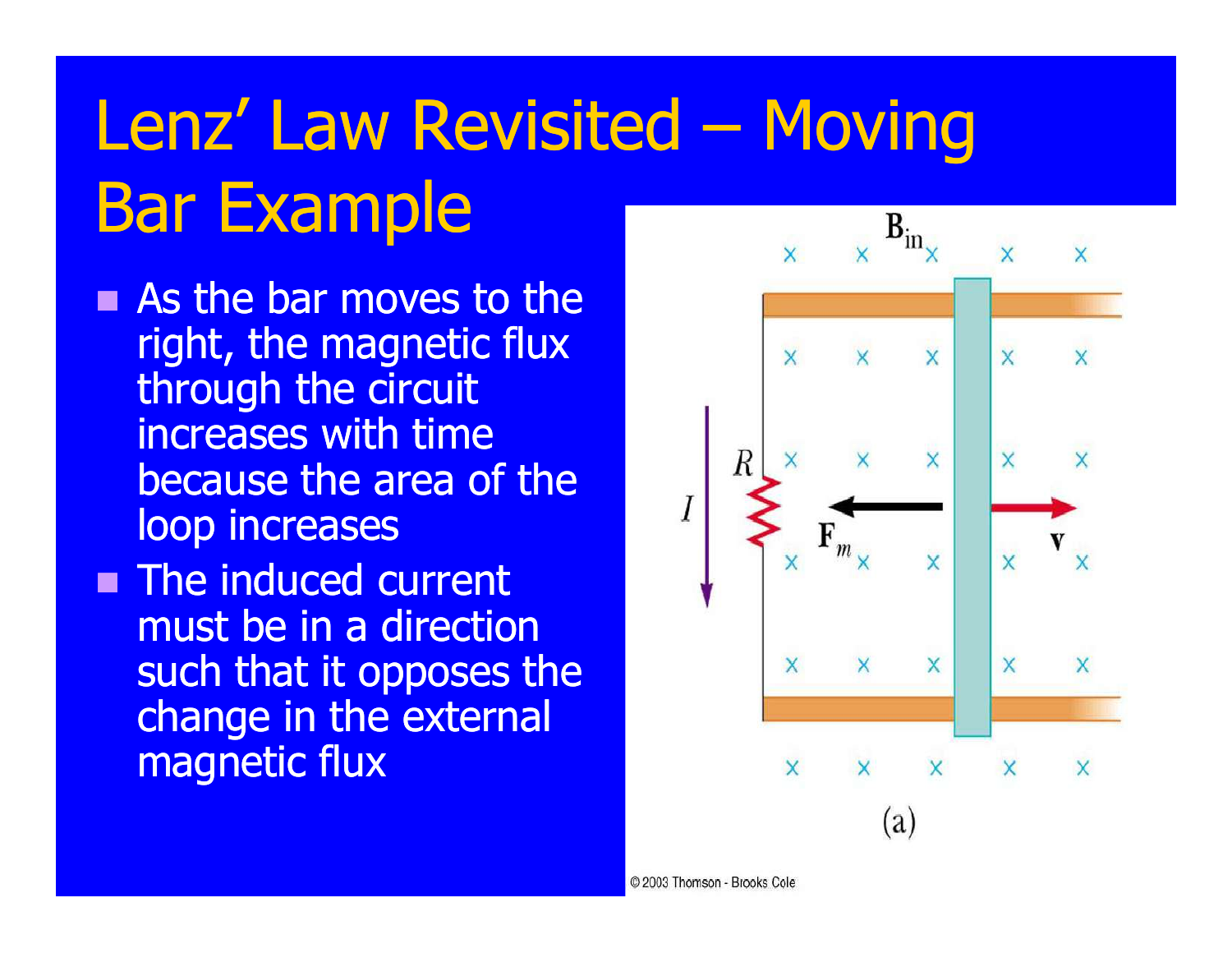# Lenz' Law Revisited – Moving Bar Example

- As the bar moves to the right, the magnetic flux through the circuit increases with time because the area of the loop increases
- The induced current must be in a direction such that it opposes the change in the external magnetic flux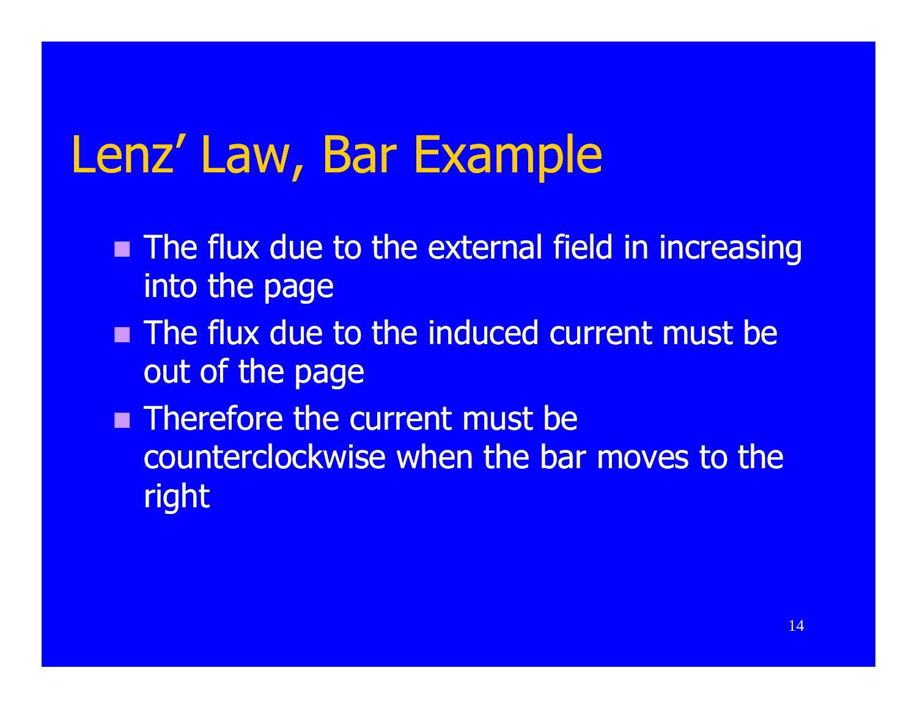# Lenz' Law, Bar Example

- The flux due to the external field in increasing into the page
- The flux due to the induced current must be out of the page
- Therefore the current must be counterclockwise when the bar moves to the right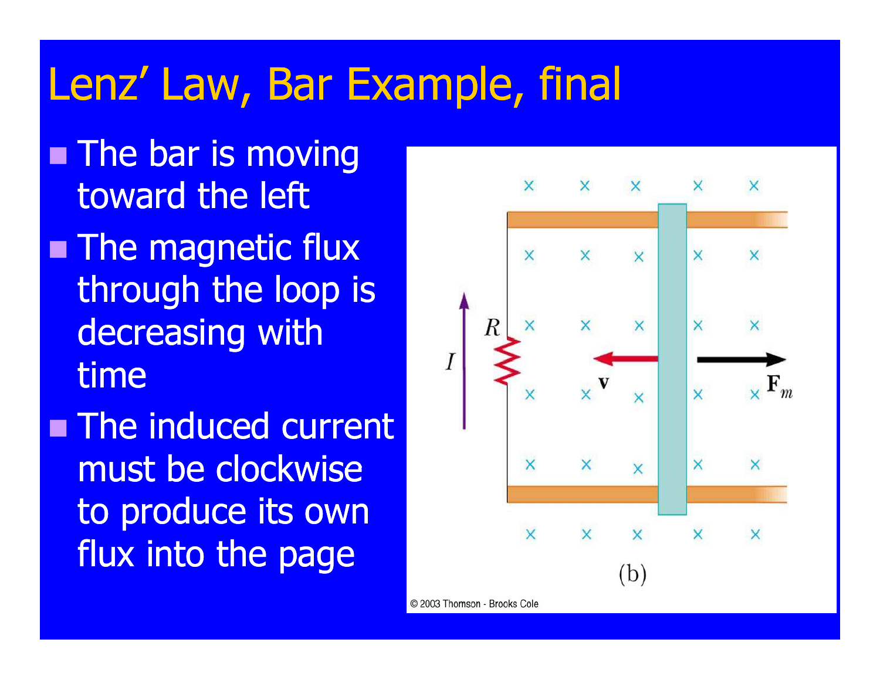# Lenz' Law, Bar Example, final

- The bar is moving toward the left
- The magnetic flux through the loop is decreasing with time
- The induced current must be clockwise to produce its own flux into the page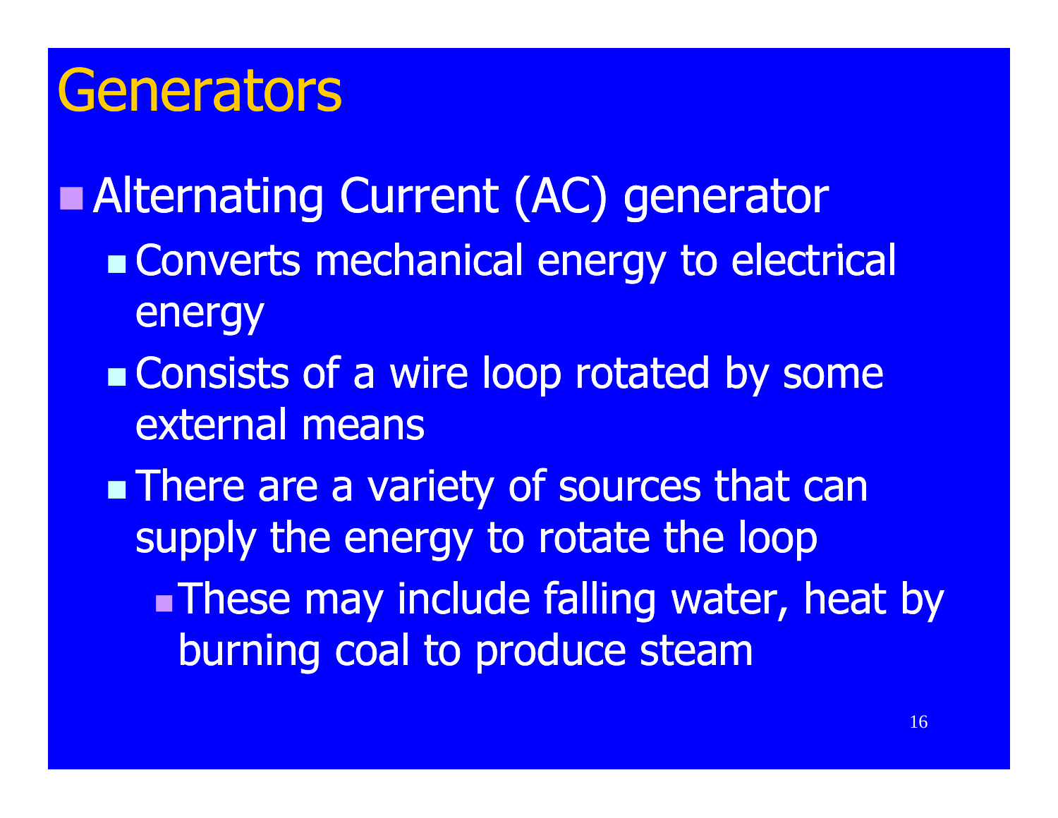# Generators

- Alternating Current (AC) generator
  - Converts mechanical energy to electrical energy
  - Consists of a wire loop rotated by some external means
  - There are a variety of sources that can supply the energy to rotate the loop
    - These may include falling water, heat by burning coal to produce steam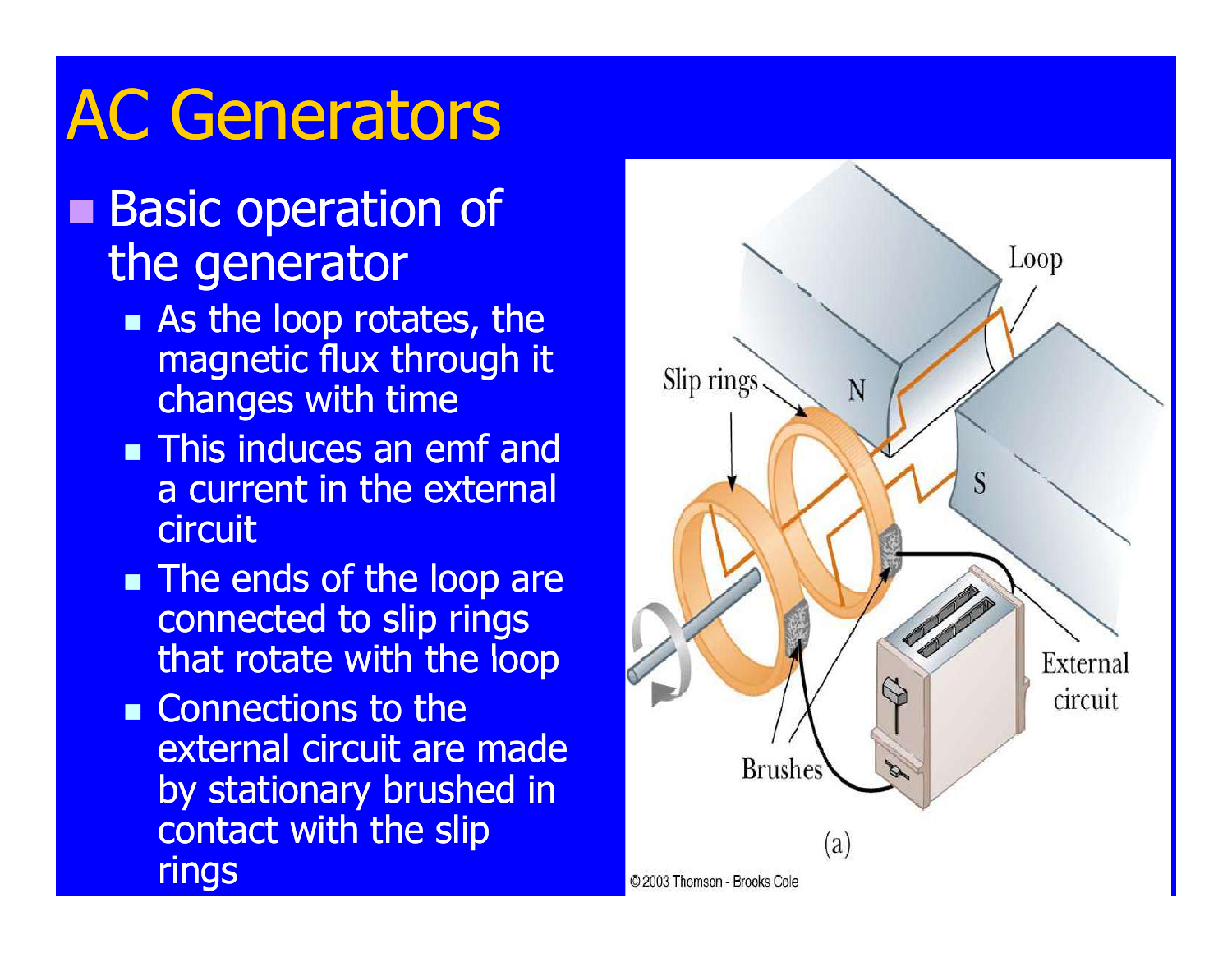# AC Generators

- Basic operation of the generator
  - As the loop rotates, the magnetic flux through it changes with time
  - This induces an emf and a current in the external circuit
  - The ends of the loop are connected to slip rings that rotate with the loop
  - Connections to the external circuit are made by stationary brushed in contact with the slip rings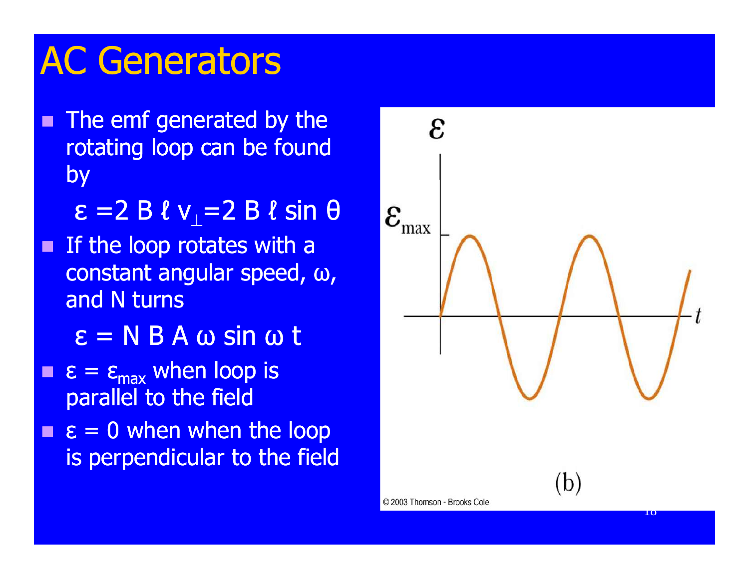# AC Generators

- The emf generated by the rotating loop can be found by

  $\varepsilon = 2 B \ell v_{\perp} = 2 B \ell \sin \theta$

- If the loop rotates with a constant angular speed, ω, and N turns

  $\varepsilon = N B A \omega \sin \omega t$

- $\varepsilon = \varepsilon_{max}$ when loop is parallel to the field
- $\varepsilon = 0$ when when the loop is perpendicular to the field

(b)

© 2003 Thomson - Brooks Cole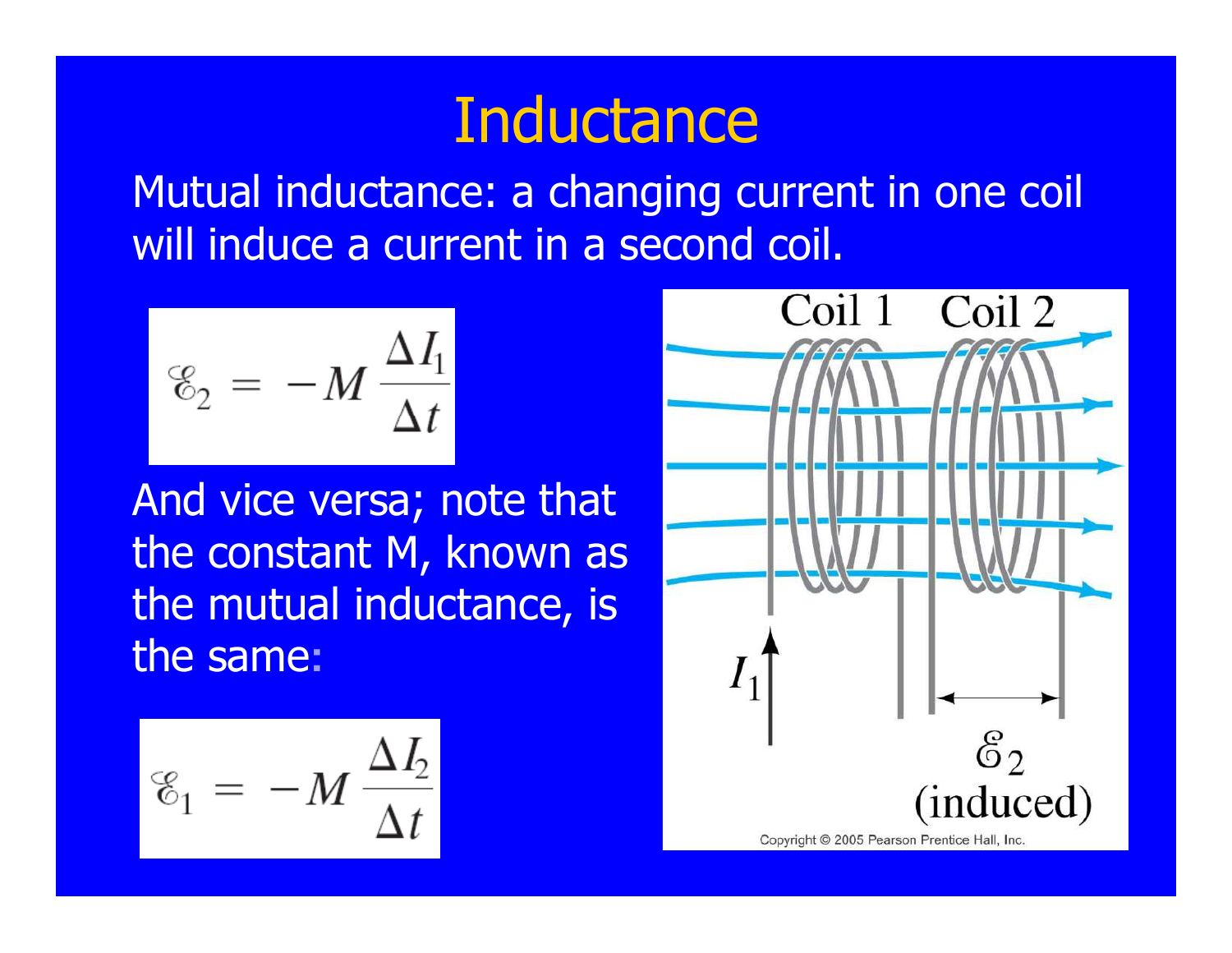# Inductance

Mutual inductance: a changing current in one coil will induce a current in a second coil.

$$\mathscr{E}_2 = -M \frac{\Delta I_1}{\Delta t}$$

And vice versa; note that the constant M, known as the mutual inductance, is the same:

$$\mathscr{E}_1 = -M \frac{\Delta I_2}{\Delta t}$$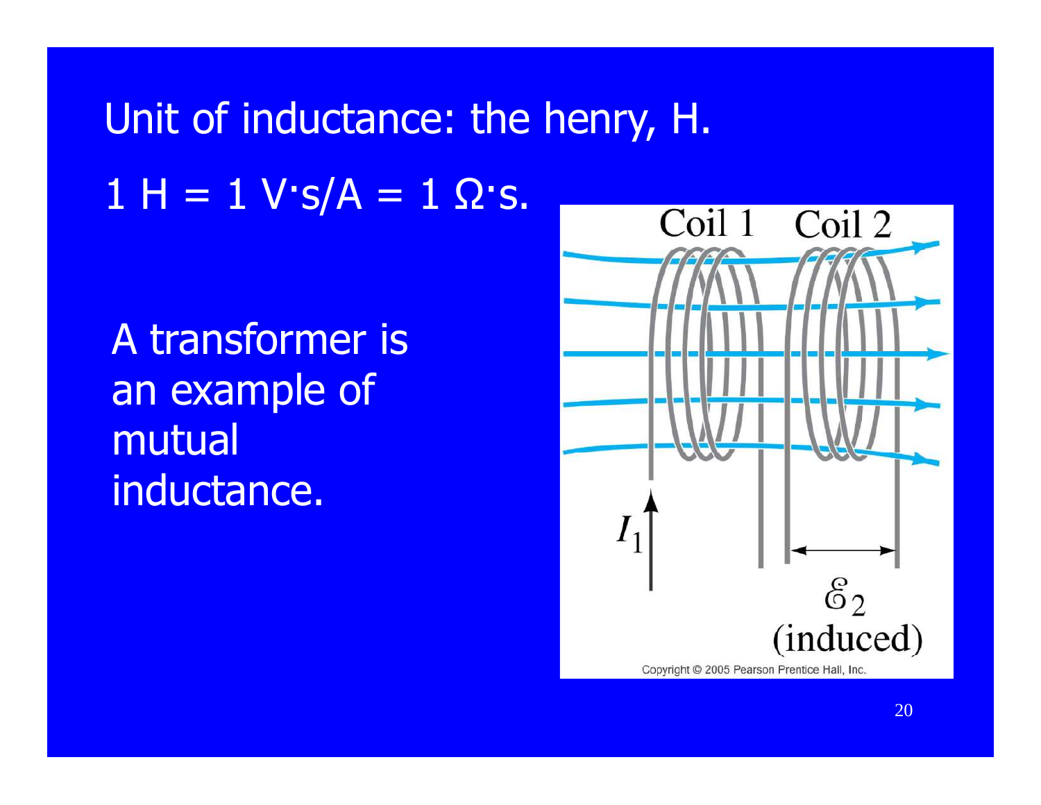Unit of inductance: the henry, H.

$1\ \text{H} = 1\ \text{V·s/A} = 1\ \Omega\text{·s}.$

A transformer is an example of mutual inductance.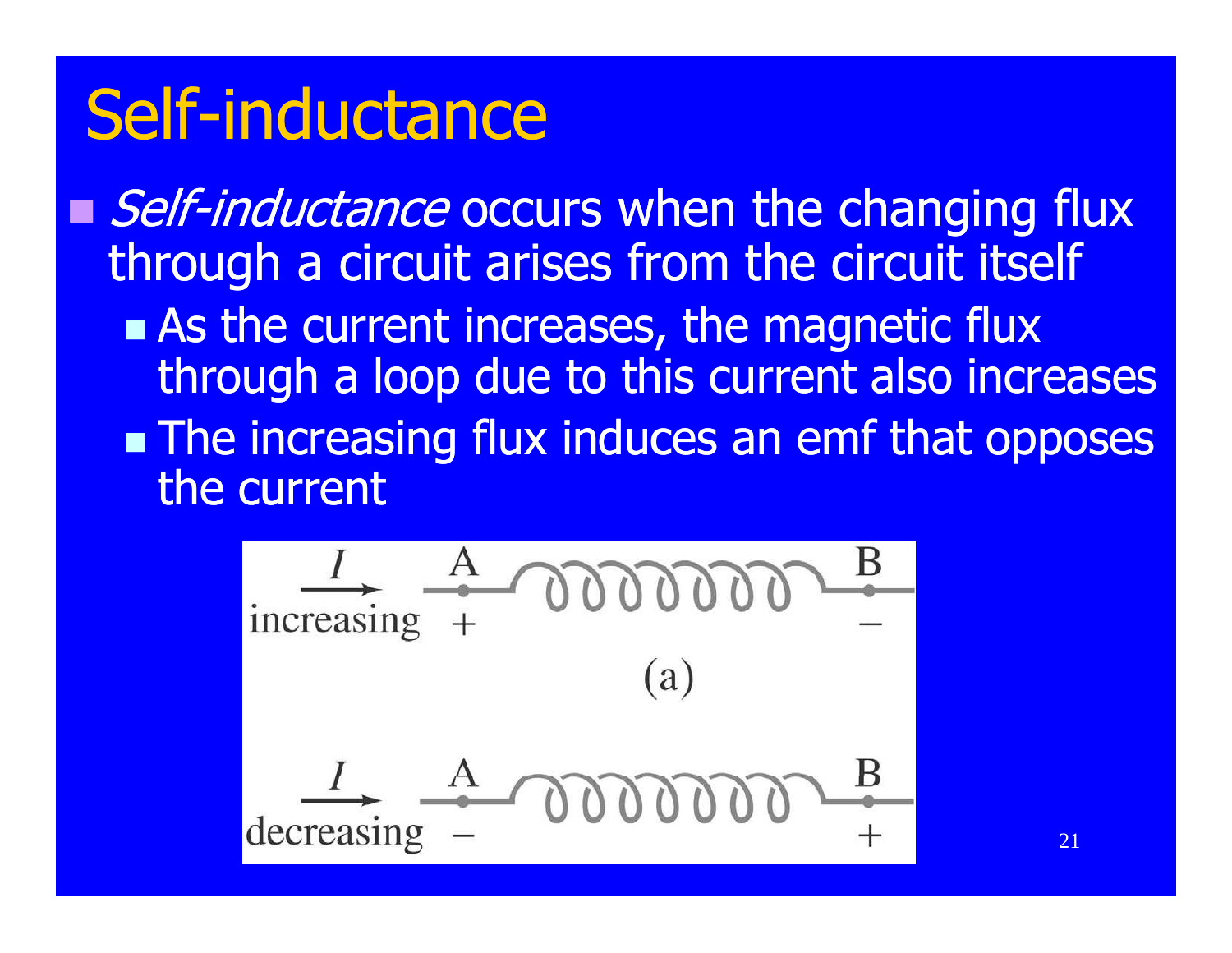# Self-inductance

- *Self-inductance* occurs when the changing flux through a circuit arises from the circuit itself
  - As the current increases, the magnetic flux through a loop due to this current also increases
  - The increasing flux induces an emf that opposes the current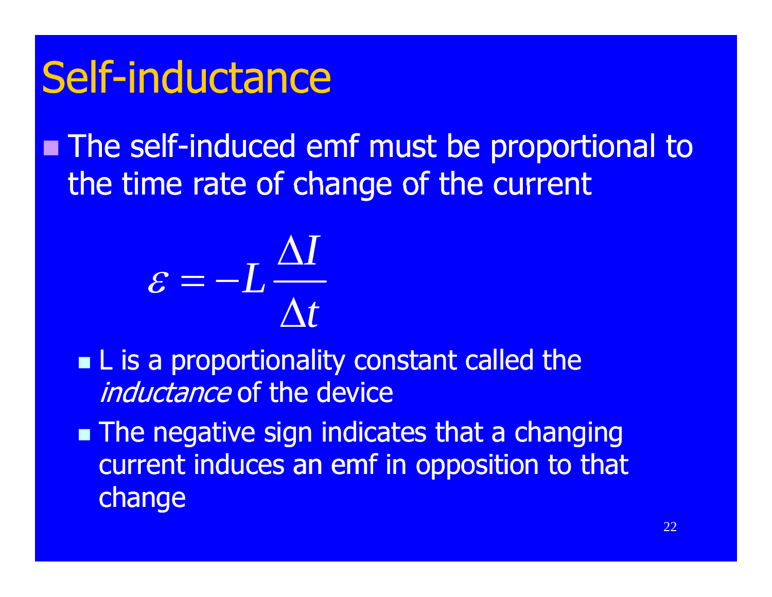# Self-inductance

- The self-induced emf must be proportional to the time rate of change of the current

$$\varepsilon = -L\frac{\Delta I}{\Delta t}$$

  - L is a proportionality constant called the *inductance* of the device
  - The negative sign indicates that a changing current induces an emf in opposition to that change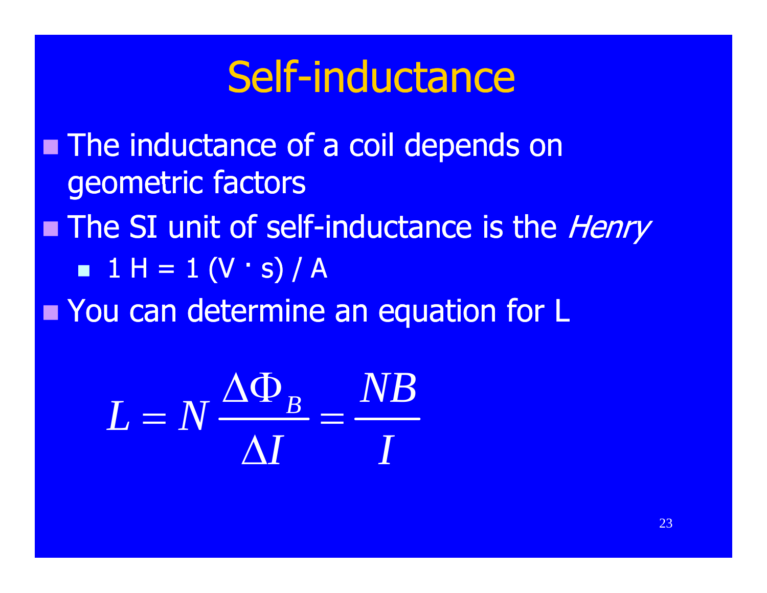# Self-inductance

- The inductance of a coil depends on geometric factors
- The SI unit of self-inductance is the *Henry*
  - 1 H = 1 (V · s) / A
- You can determine an equation for L

$$L = N\frac{\Delta\Phi_B}{\Delta I} = \frac{NB}{I}$$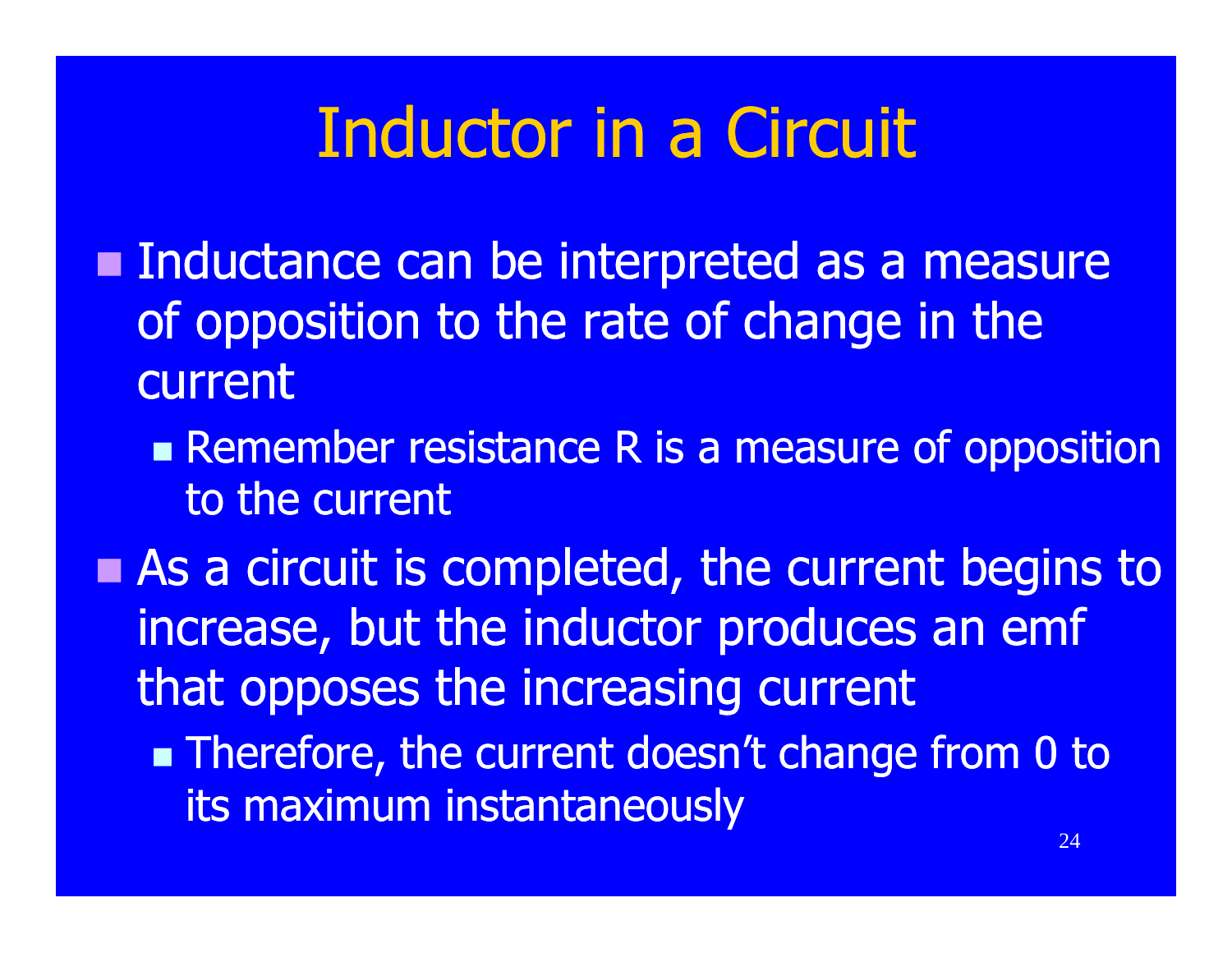# Inductor in a Circuit

- Inductance can be interpreted as a measure of opposition to the rate of change in the current
  - Remember resistance R is a measure of opposition to the current
- As a circuit is completed, the current begins to increase, but the inductor produces an emf that opposes the increasing current
  - Therefore, the current doesn't change from 0 to its maximum instantaneously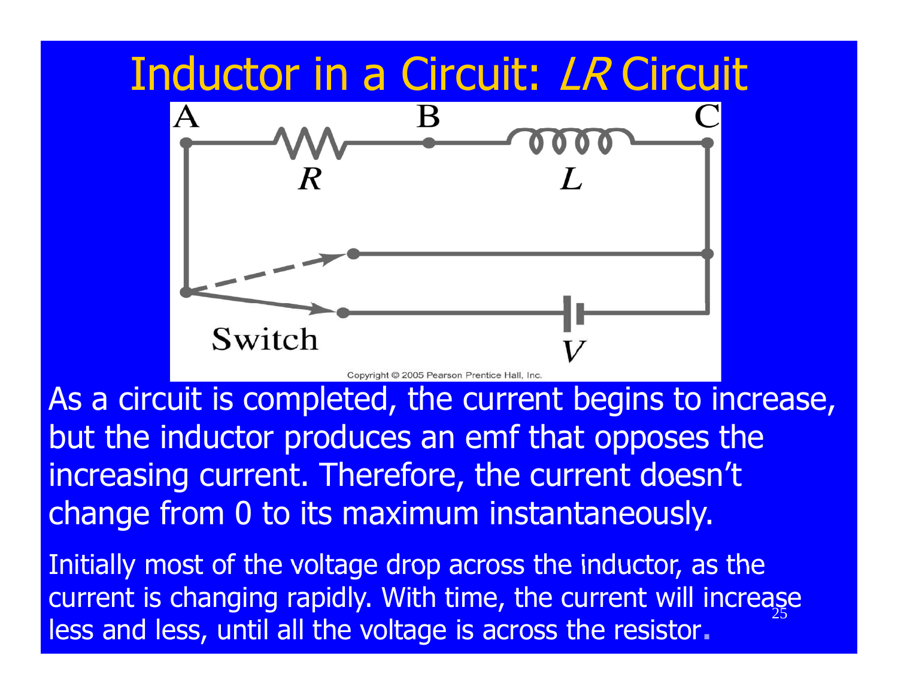# Inductor in a Circuit: *LR* Circuit

As a circuit is completed, the current begins to increase, but the inductor produces an emf that opposes the increasing current. Therefore, the current doesn't change from 0 to its maximum instantaneously.

Initially most of the voltage drop across the inductor, as the current is changing rapidly. With time, the current will increase less and less, until all the voltage is across the resistor.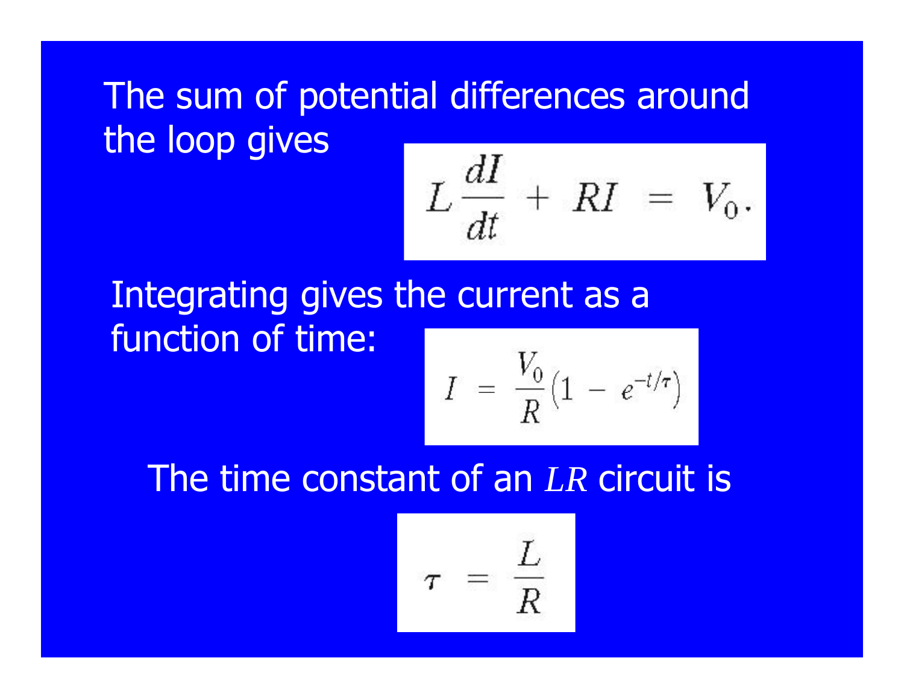The sum of potential differences around the loop gives

$$L\frac{dI}{dt} + RI = V_0.$$

Integrating gives the current as a function of time:

$$I = \frac{V_0}{R}\left(1 - e^{-t/\tau}\right)$$

The time constant of an *LR* circuit is

$$\tau = \frac{L}{R}$$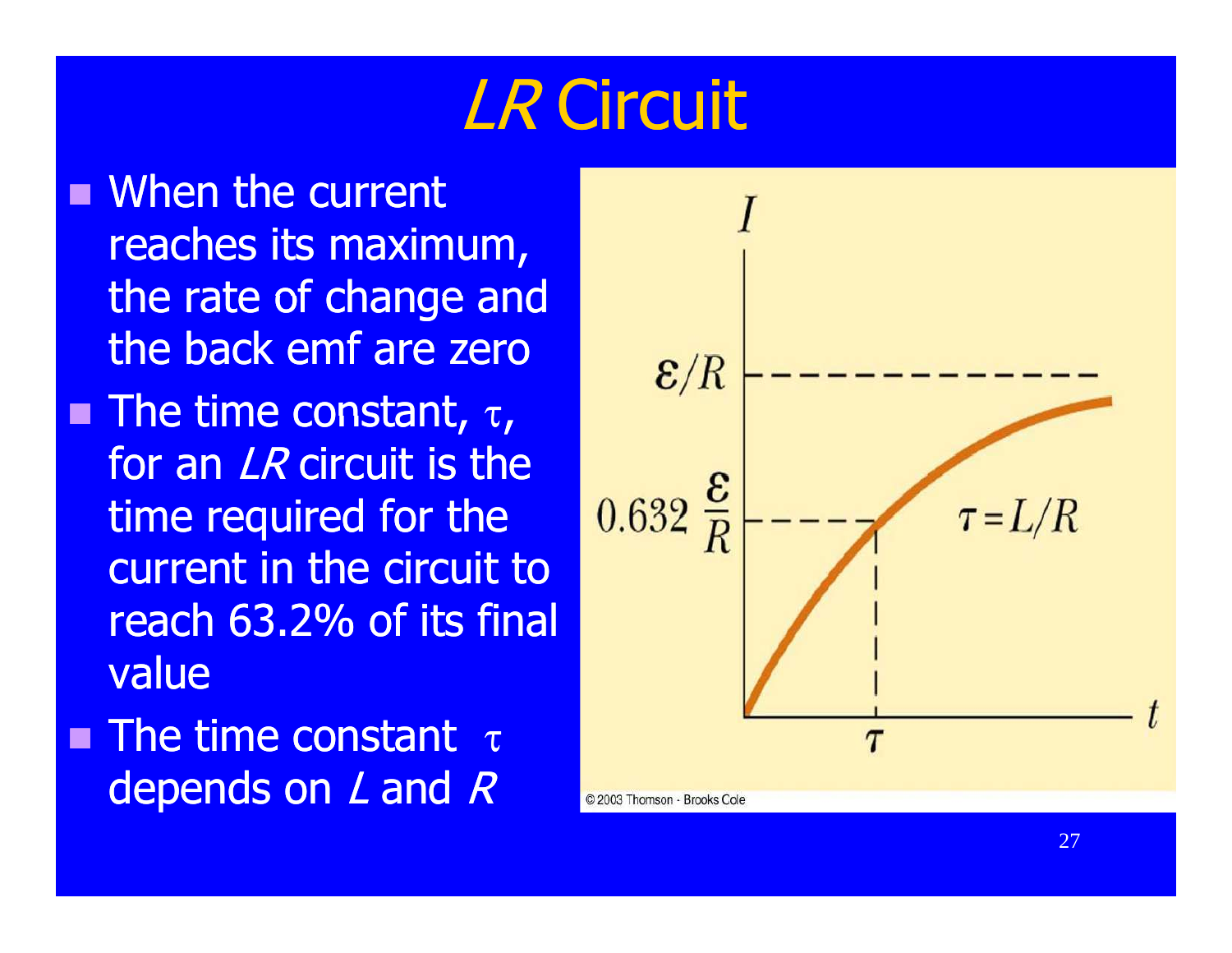# *LR* Circuit

- When the current reaches its maximum, the rate of change and the back emf are zero
- The time constant, $\tau$, for an *LR* circuit is the time required for the current in the circuit to reach 63.2% of its final value
- The time constant $\tau$ depends on *L* and *R*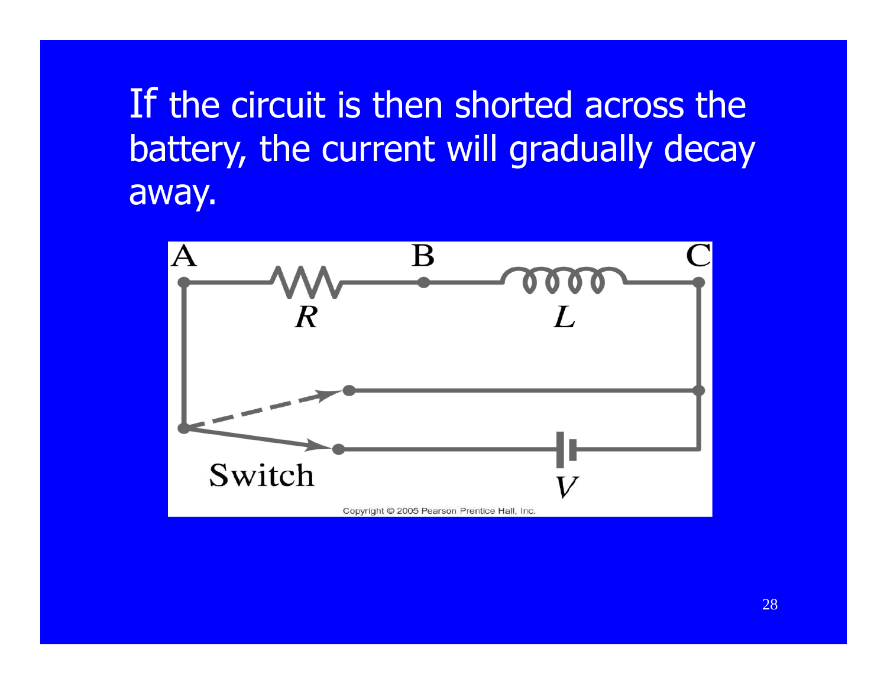If the circuit is then shorted across the battery, the current will gradually decay away.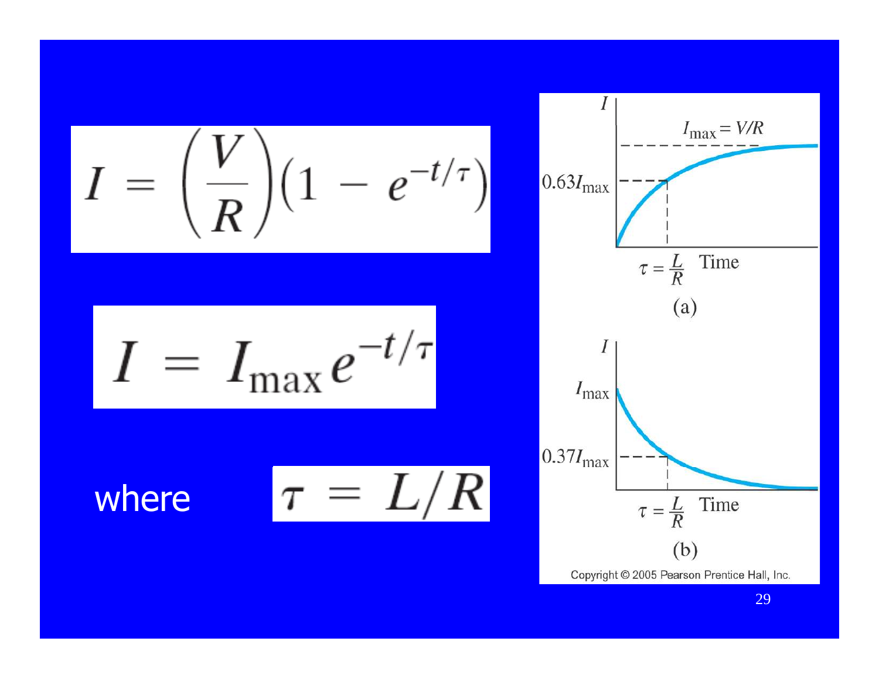$$I = \left(\frac{V}{R}\right)\left(1 - e^{-t/\tau}\right)$$

$$I = I_{\max} e^{-t/\tau}$$

where $\tau = L/R$

(a) $I_{max} = V/R$; $0.63 I_{max}$; $\tau = \frac{L}{R}$; Time

(b) $I_{max}$; $0.37 I_{max}$; $\tau = \frac{L}{R}$; Time

Copyright © 2005 Pearson Prentice Hall, Inc.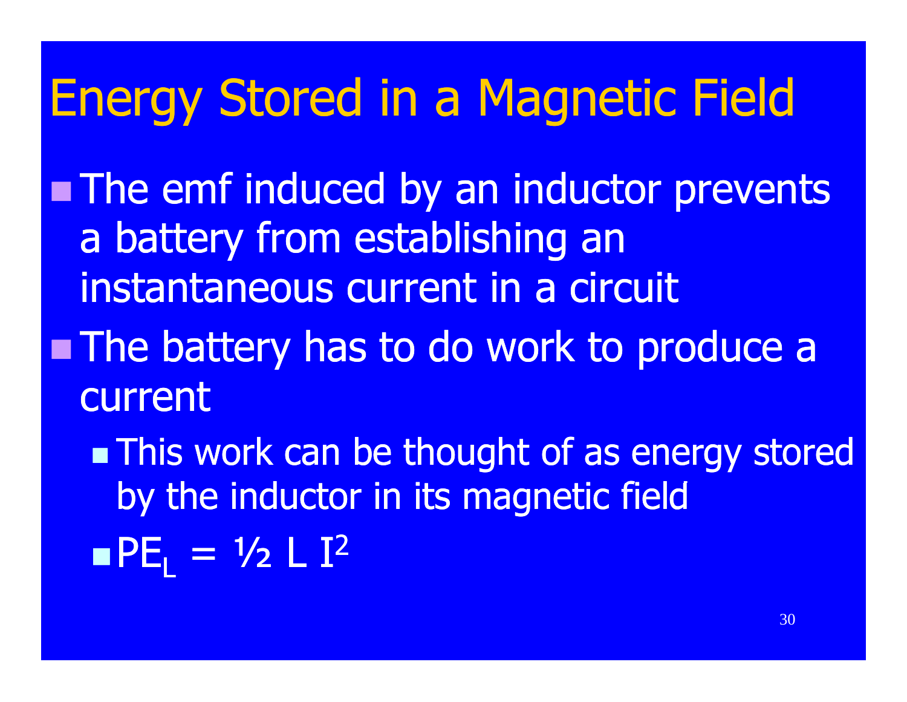# Energy Stored in a Magnetic Field

- The emf induced by an inductor prevents a battery from establishing an instantaneous current in a circuit
- The battery has to do work to produce a current
  - This work can be thought of as energy stored by the inductor in its magnetic field
  - $PE_L = \frac{1}{2} L I^2$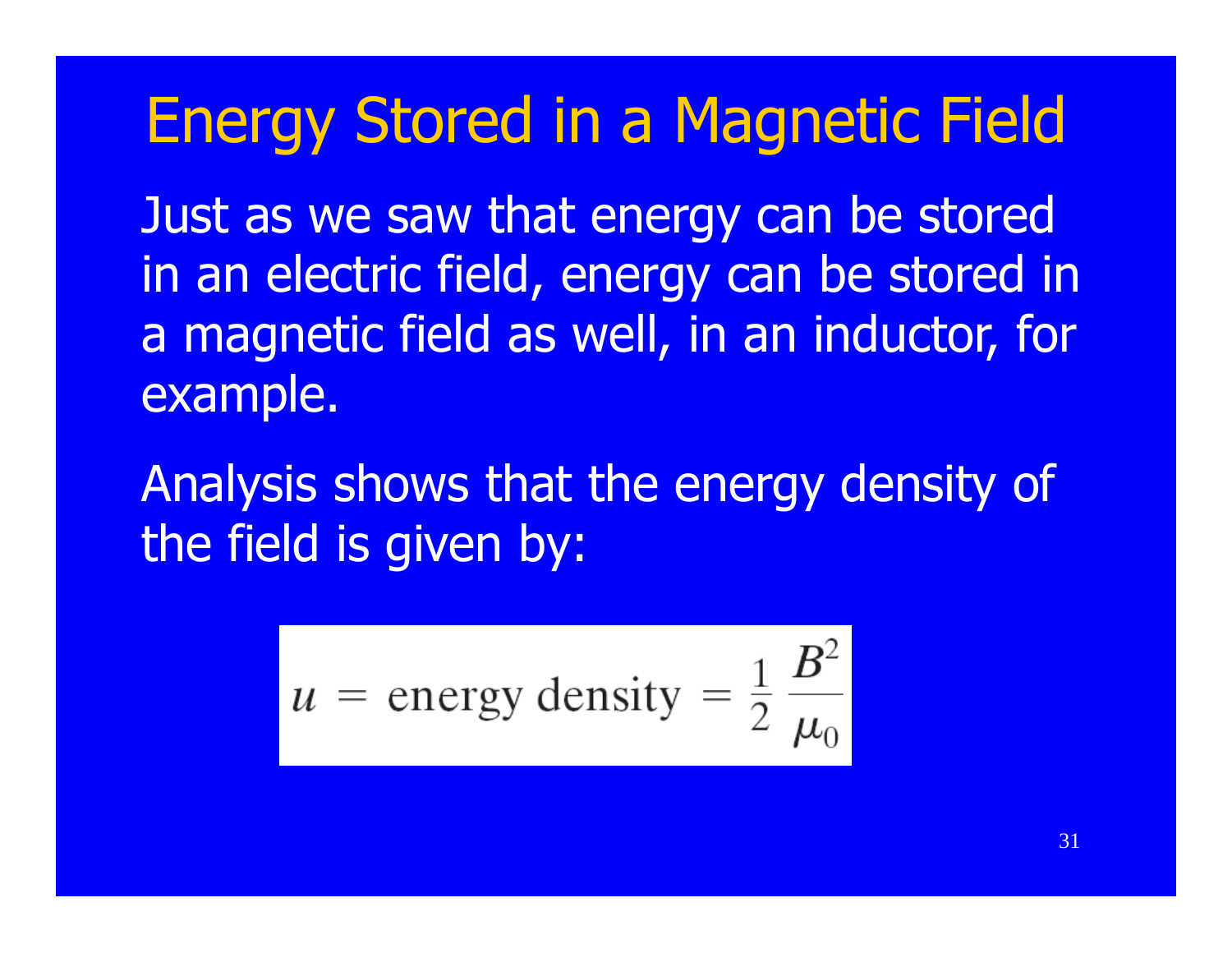# Energy Stored in a Magnetic Field

Just as we saw that energy can be stored in an electric field, energy can be stored in a magnetic field as well, in an inductor, for example.

Analysis shows that the energy density of the field is given by:

$$u = \text{energy density} = \frac{1}{2}\,\frac{B^2}{\mu_0}$$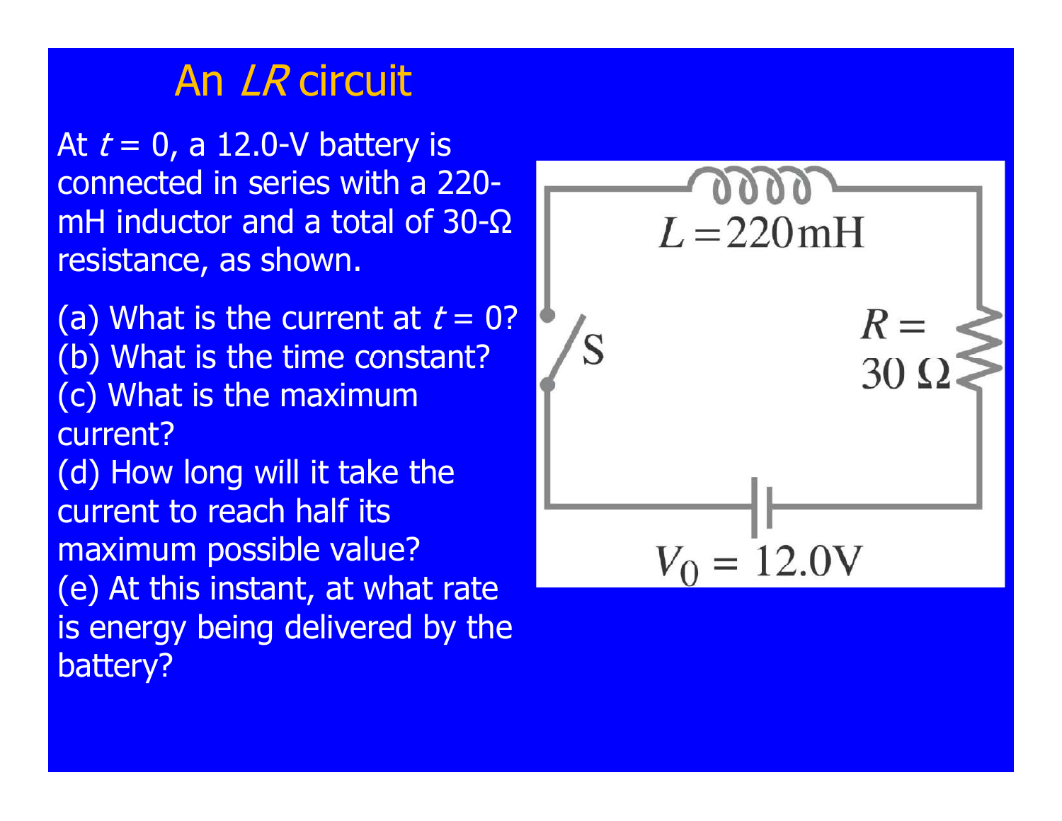# An *LR* circuit

At $t = 0$, a 12.0-V battery is connected in series with a 220-mH inductor and a total of 30-Ω resistance, as shown.

(a) What is the current at $t = 0$?
(b) What is the time constant?
(c) What is the maximum current?
(d) How long will it take the current to reach half its maximum possible value?
(e) At this instant, at what rate is energy being delivered by the battery?

$L = 220\text{mH}$

$R = 30\ \Omega$

$V_0 = 12.0\text{V}$

S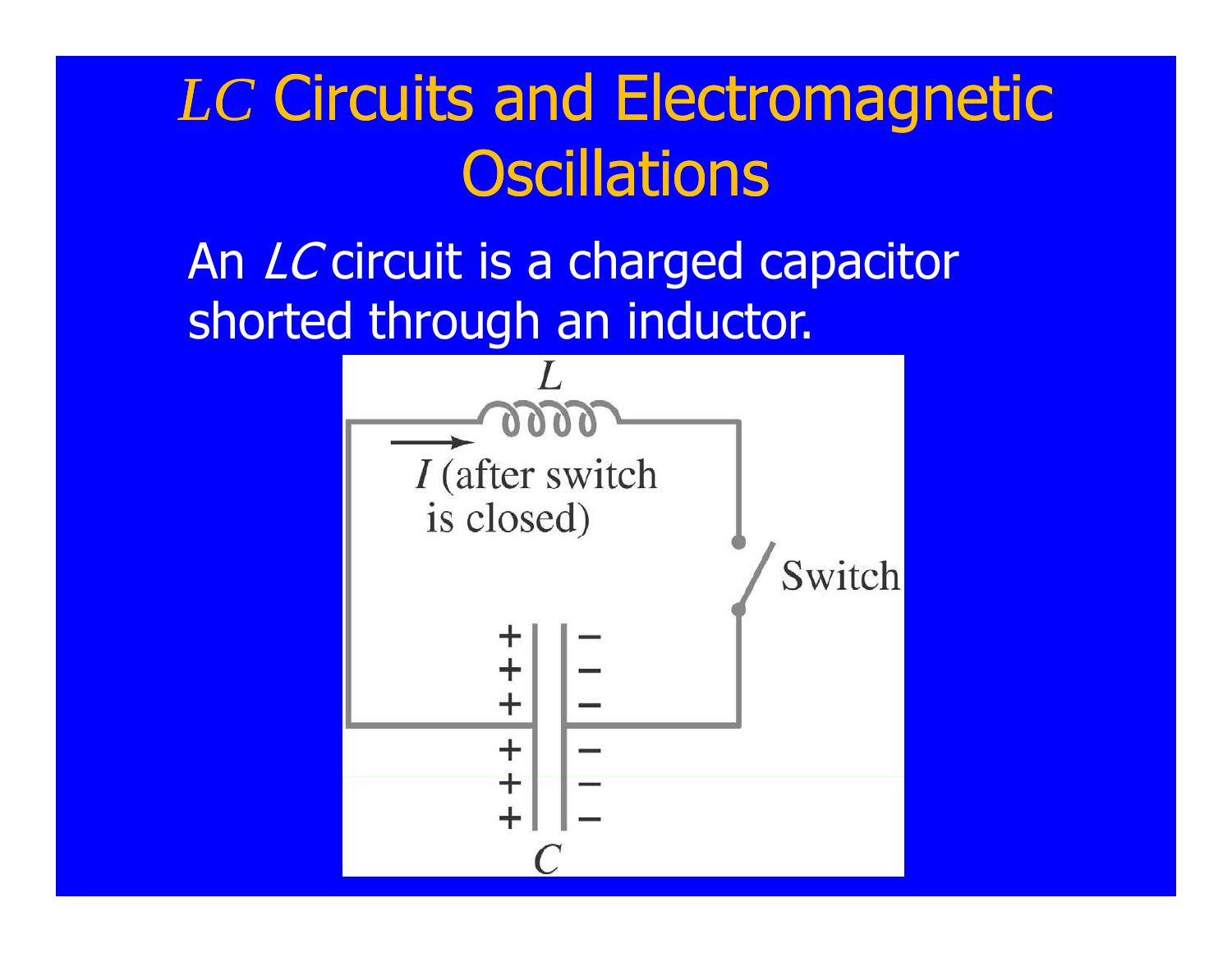# $LC$ Circuits and Electromagnetic Oscillations

An $LC$ circuit is a charged capacitor shorted through an inductor.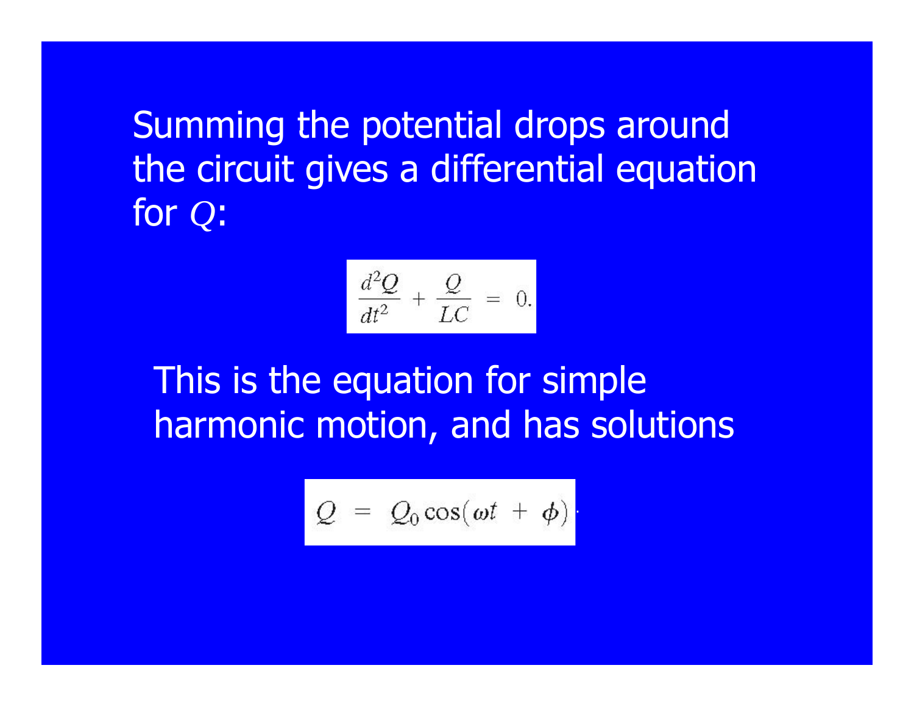Summing the potential drops around the circuit gives a differential equation for $Q$:

$$\frac{d^2Q}{dt^2} + \frac{Q}{LC} = 0.$$

This is the equation for simple harmonic motion, and has solutions

$$Q = Q_0 \cos(\omega t + \phi).$$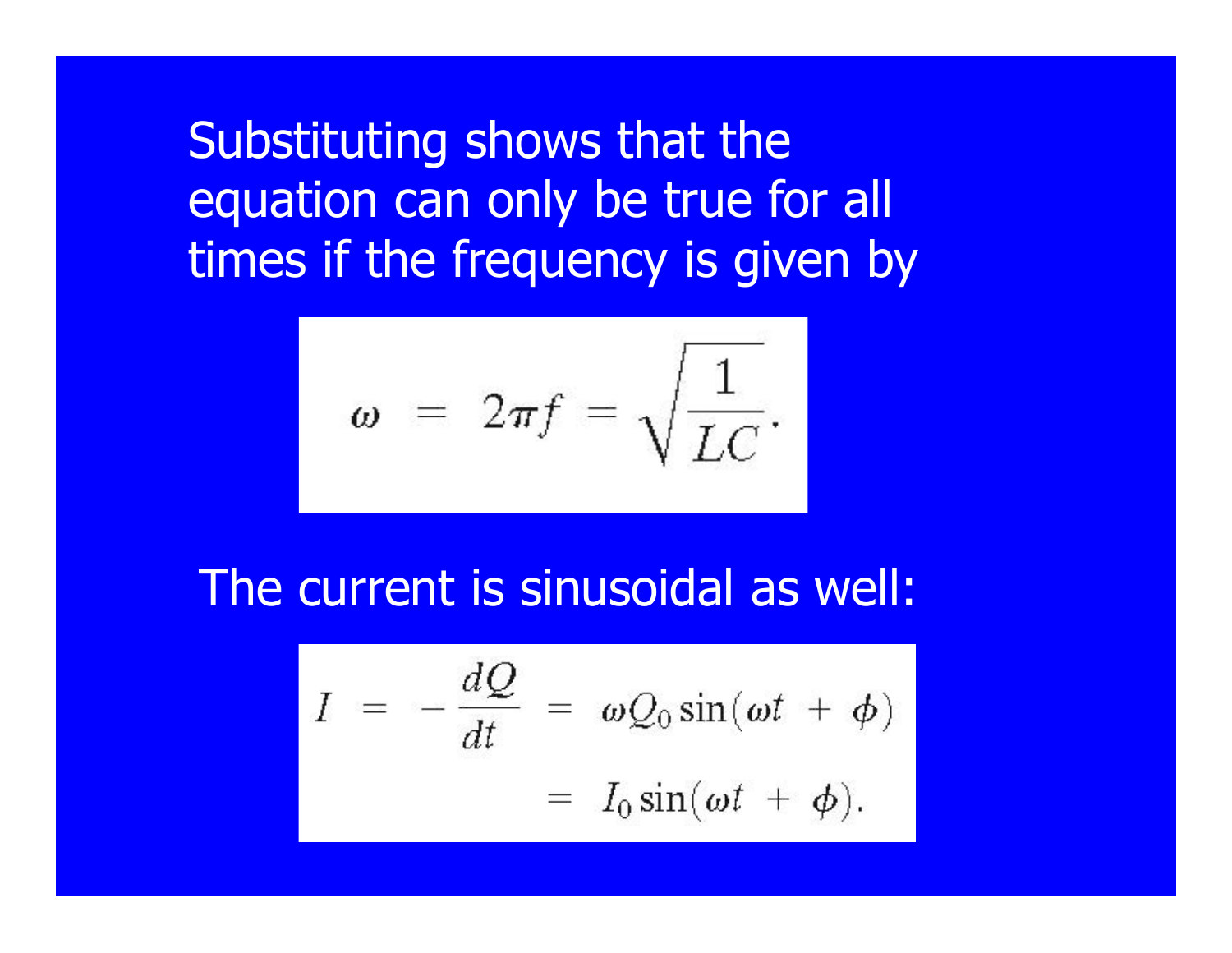Substituting shows that the equation can only be true for all times if the frequency is given by

$$\omega = 2\pi f = \sqrt{\frac{1}{LC}}.$$

The current is sinusoidal as well:

$$\begin{aligned} I &= -\frac{dQ}{dt} = \omega Q_0 \sin(\omega t + \phi) \\ &= I_0 \sin(\omega t + \phi). \end{aligned}$$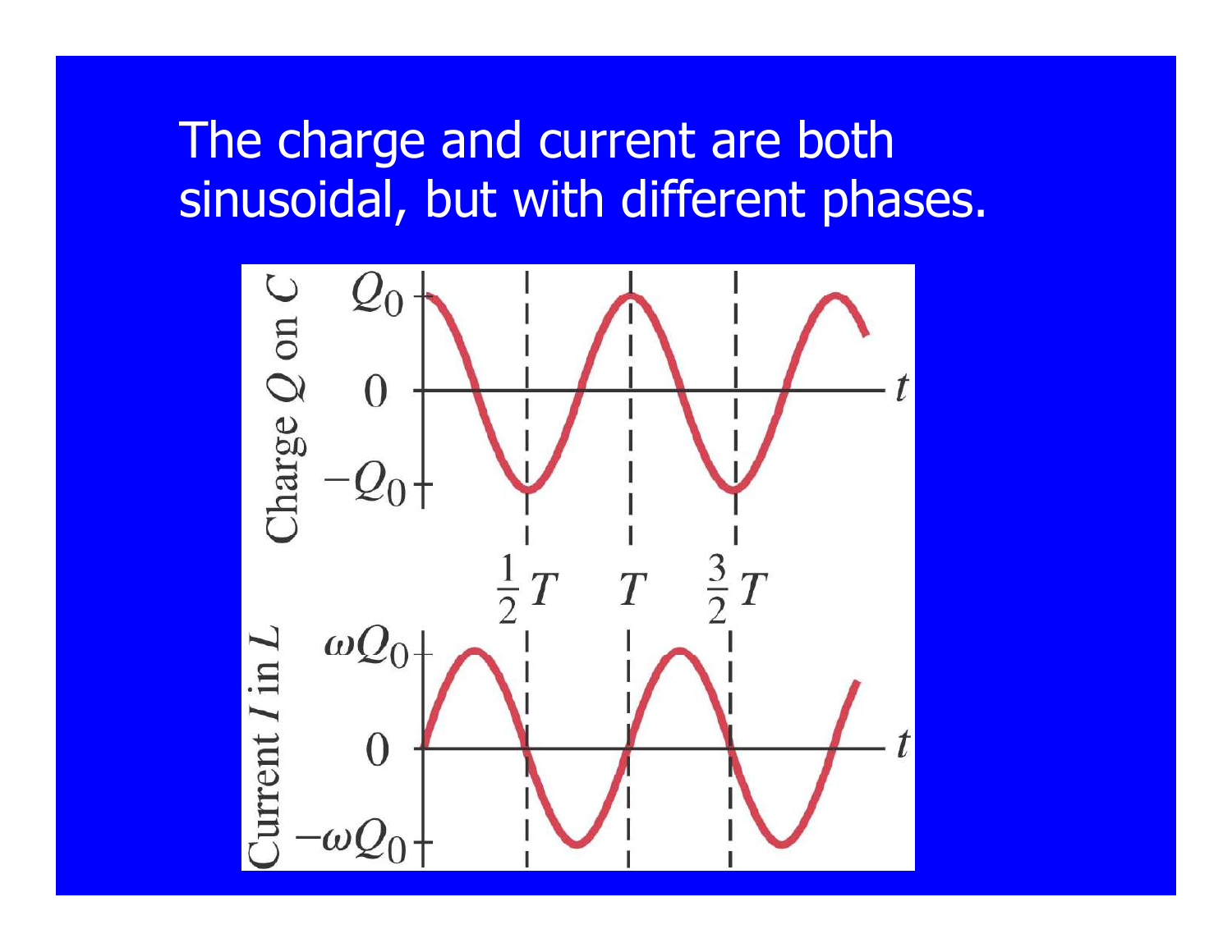The charge and current are both sinusoidal, but with different phases.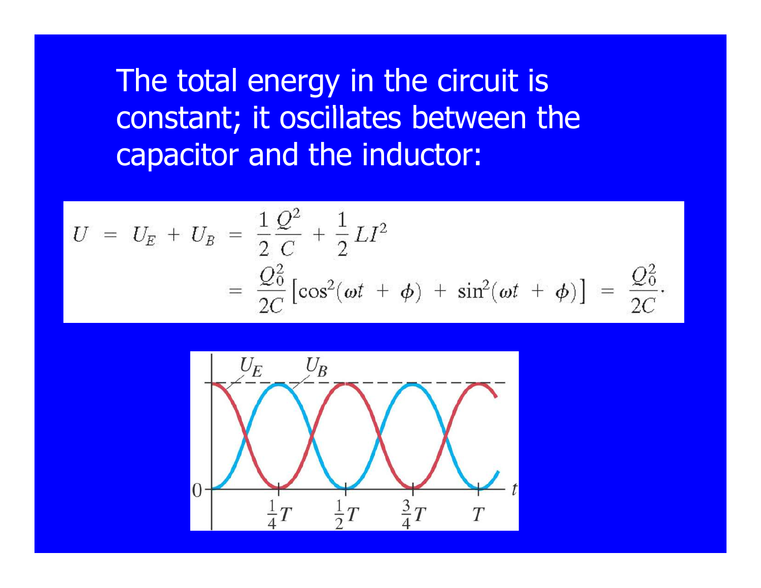The total energy in the circuit is constant; it oscillates between the capacitor and the inductor:

$$
\begin{aligned}
U &= U_E + U_B = \frac{1}{2}\frac{Q^2}{C} + \frac{1}{2}LI^2 \\
&= \frac{Q_0^2}{2C}\left[\cos^2(\omega t + \phi) + \sin^2(\omega t + \phi)\right] = \frac{Q_0^2}{2C}.
\end{aligned}
$$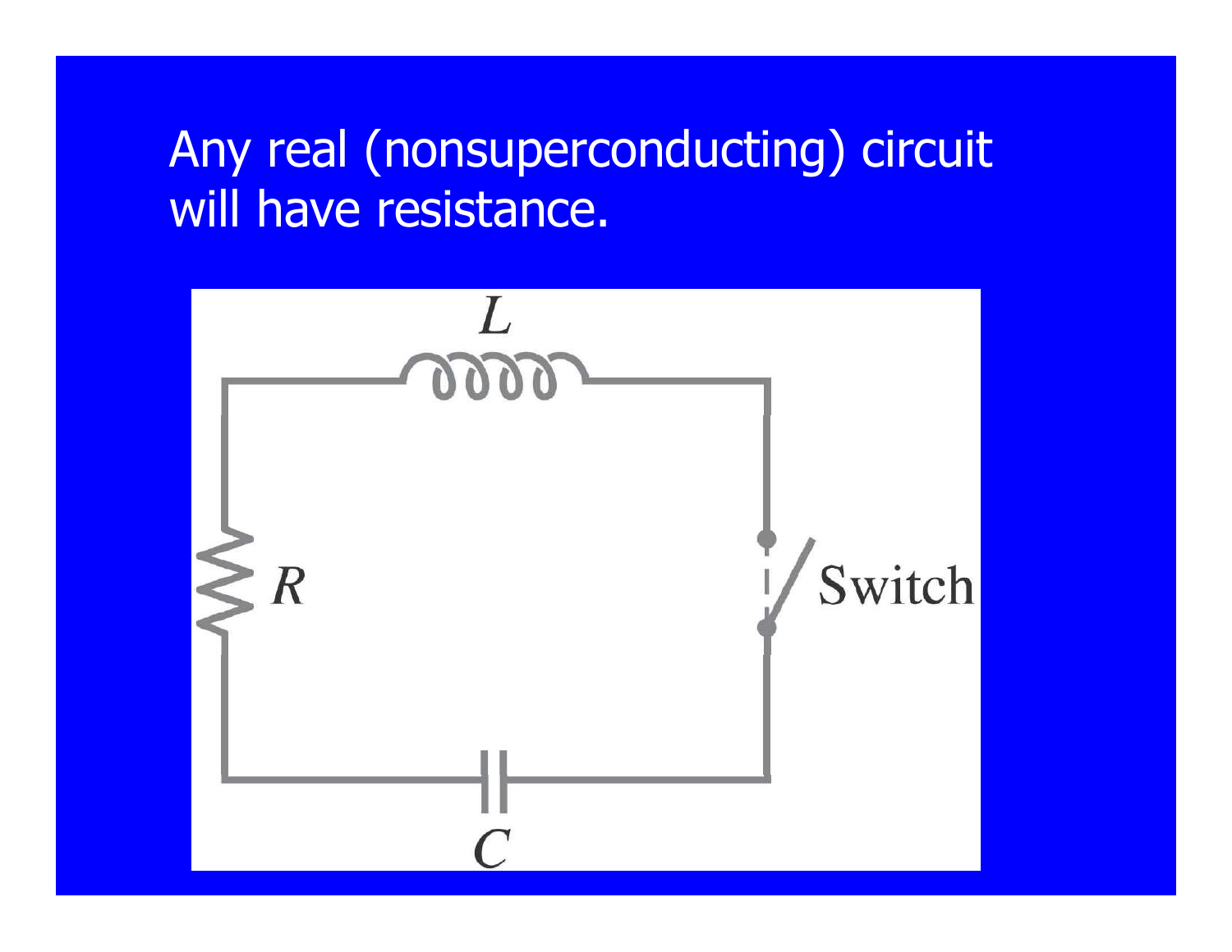Any real (nonsuperconducting) circuit will have resistance.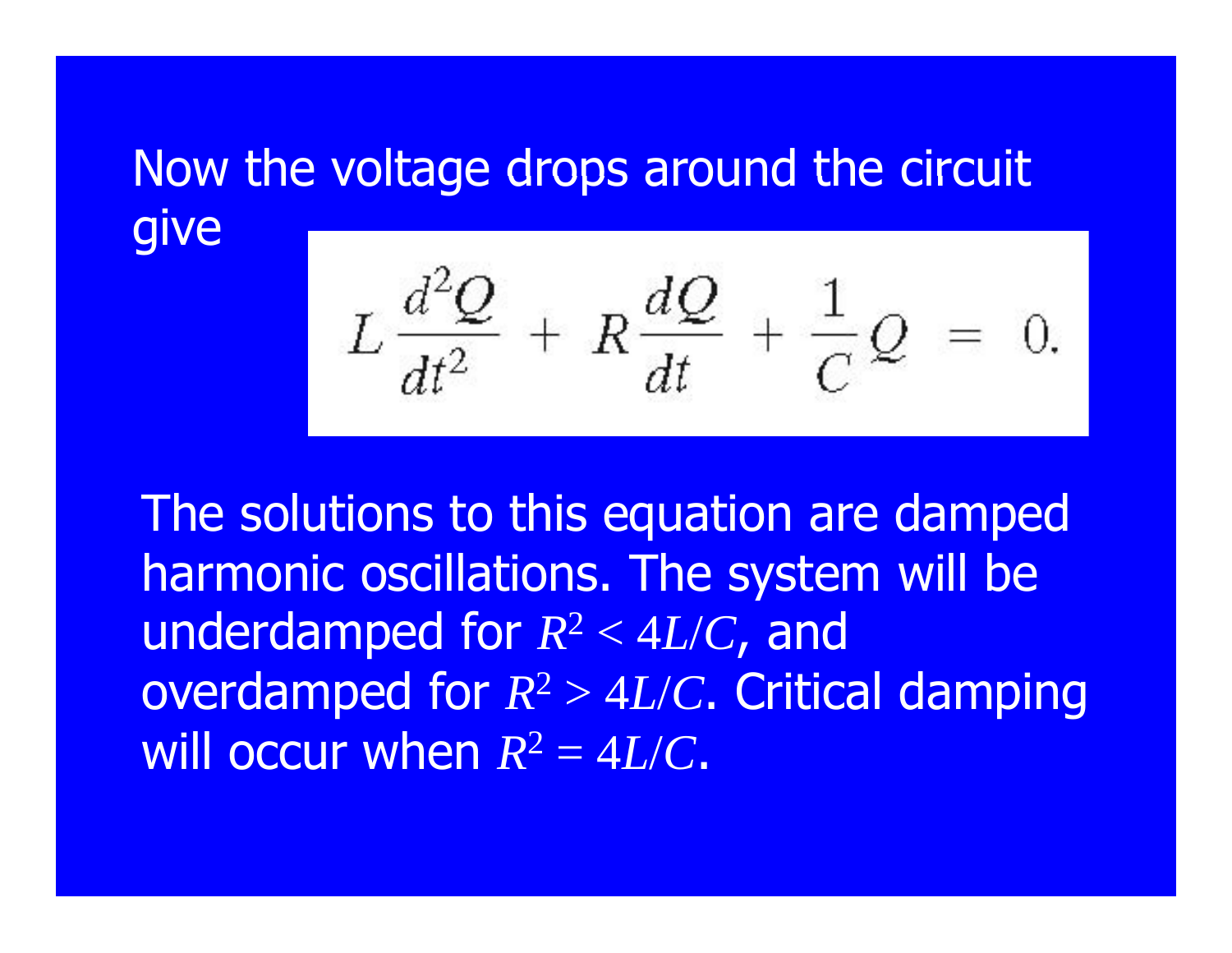Now the voltage drops around the circuit give

$$L\frac{d^2Q}{dt^2} + R\frac{dQ}{dt} + \frac{1}{C}Q = 0.$$

The solutions to this equation are damped harmonic oscillations. The system will be underdamped for $R^2 < 4L/C$, and overdamped for $R^2 > 4L/C$. Critical damping will occur when $R^2 = 4L/C$.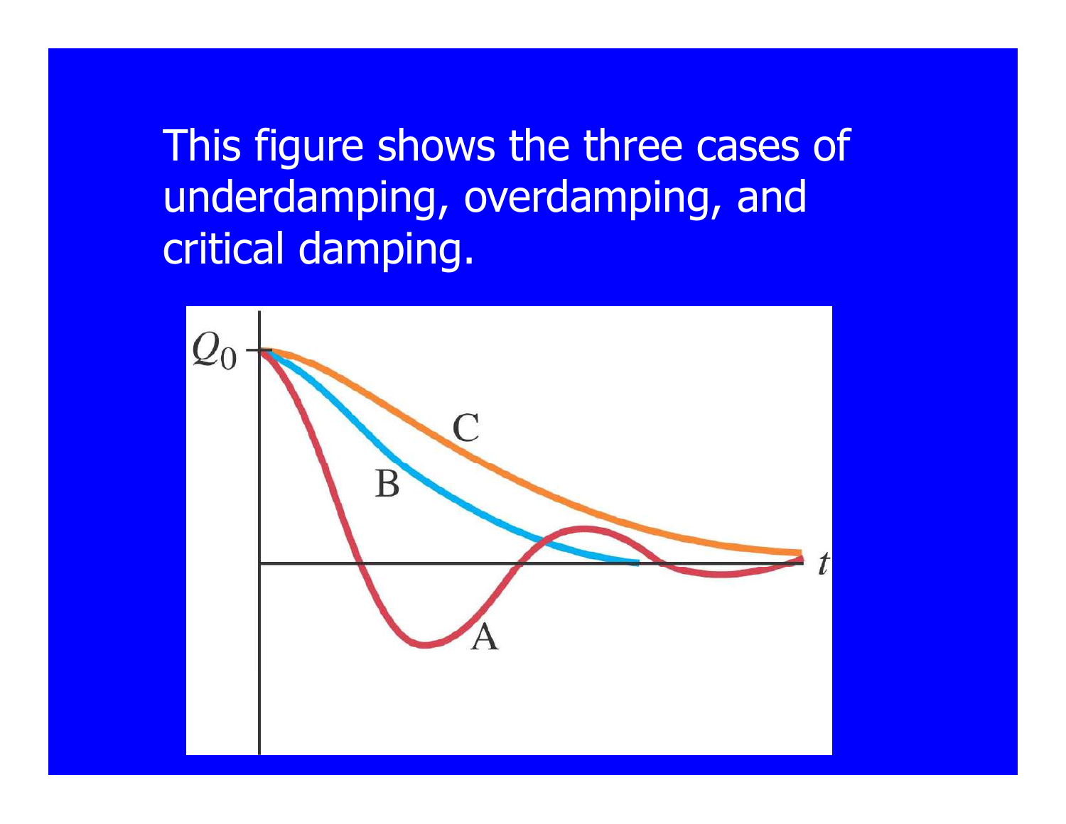This figure shows the three cases of underdamping, overdamping, and critical damping.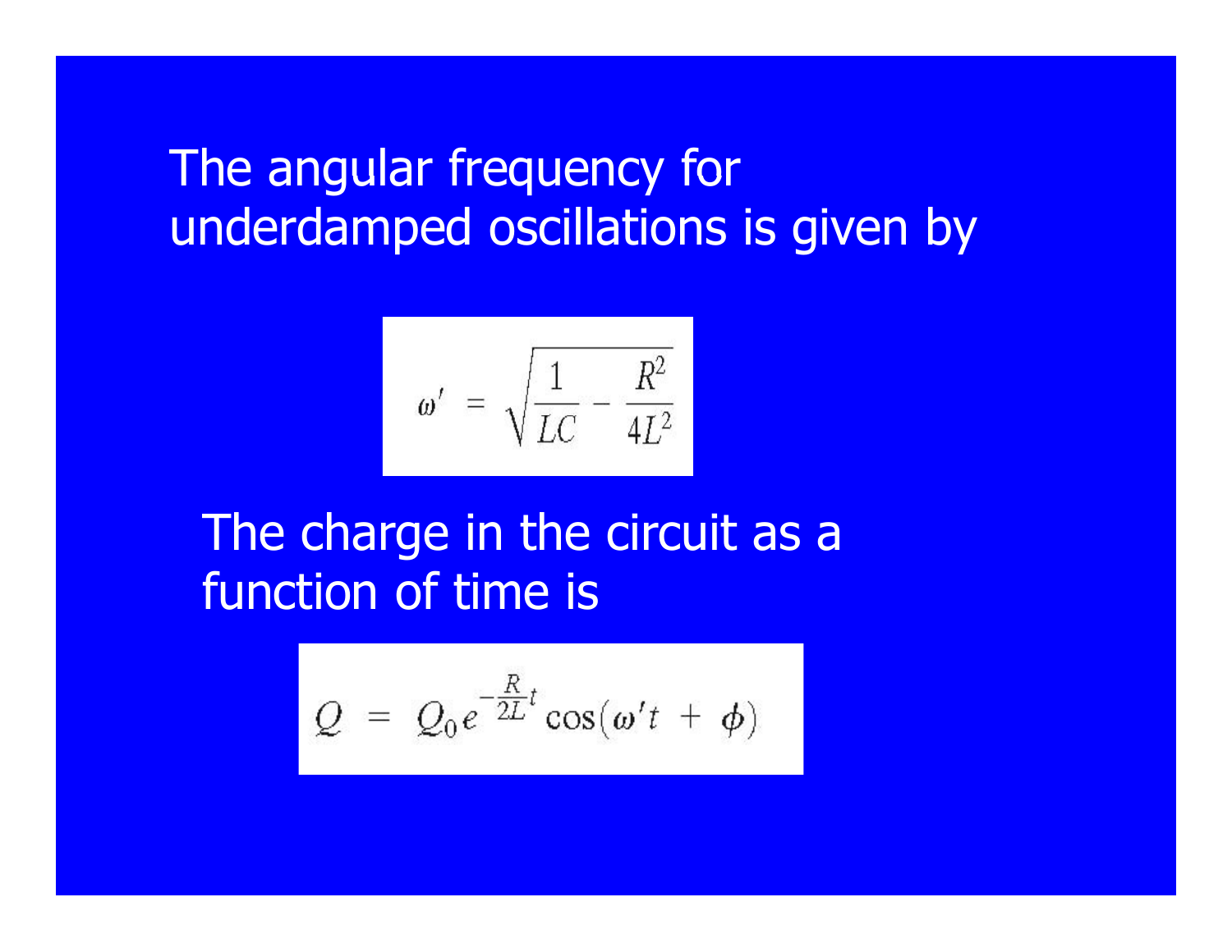The angular frequency for underdamped oscillations is given by

$$\omega' = \sqrt{\frac{1}{LC} - \frac{R^2}{4L^2}}$$

The charge in the circuit as a function of time is

$$Q = Q_0 e^{-\frac{R}{2L}t} \cos(\omega' t + \phi)$$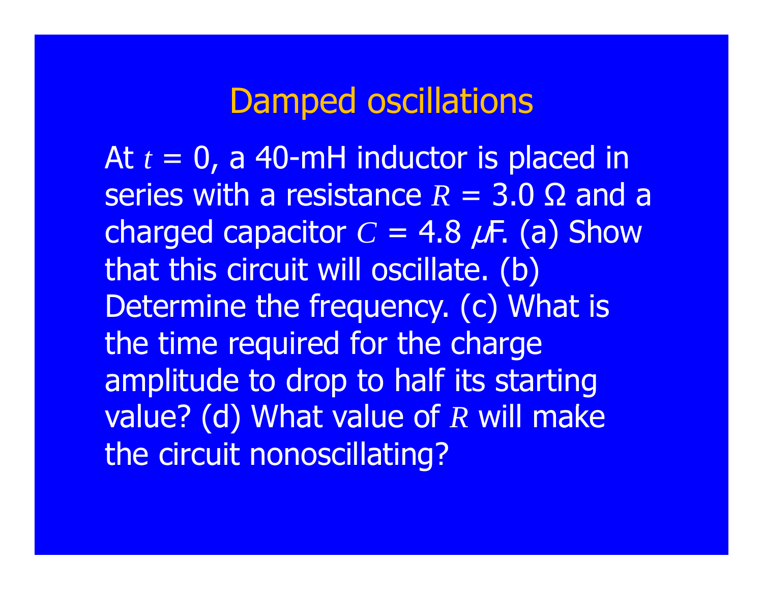# Damped oscillations

At $t$ = 0, a 40-mH inductor is placed in series with a resistance $R$ = 3.0 Ω and a charged capacitor $C$ = 4.8 $\mu$F. (a) Show that this circuit will oscillate. (b) Determine the frequency. (c) What is the time required for the charge amplitude to drop to half its starting value? (d) What value of $R$ will make the circuit nonoscillating?